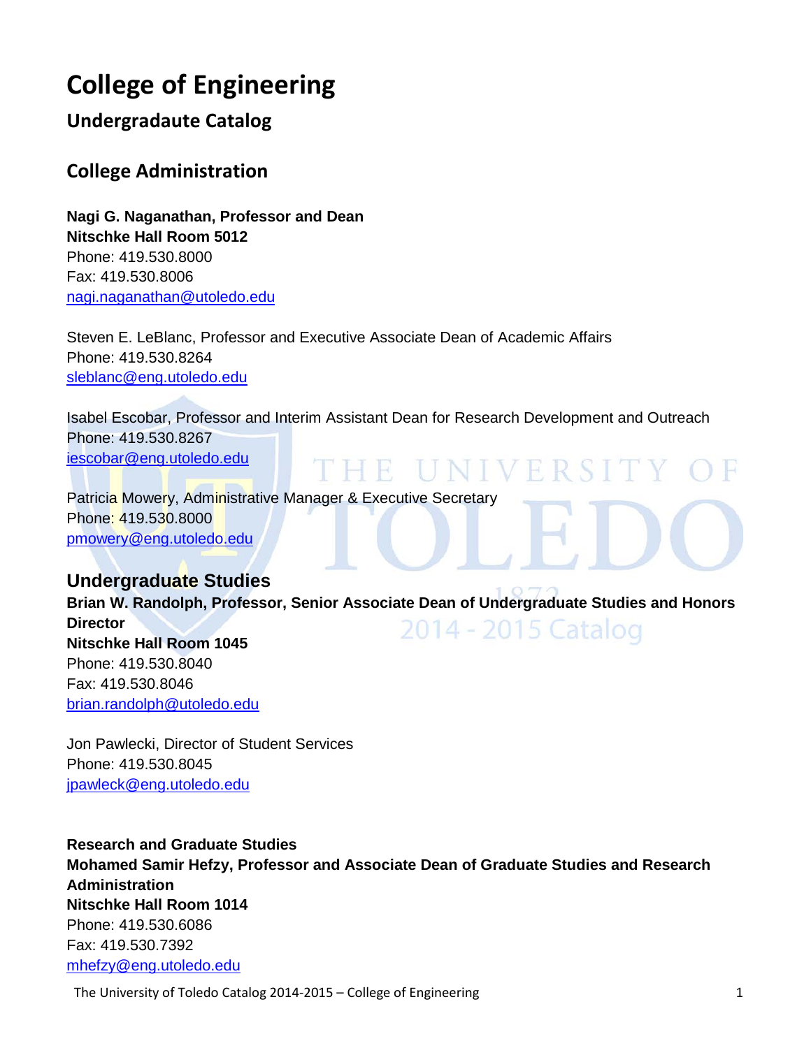# College of Engineering

## Undergradaute Catalog

## College Administration

**Nagi G. Naganathan, Professor and Dean**
**Nitschke Hall Room 5012**
Phone: 419.530.8000
Fax: 419.530.8006
nagi.naganathan@utoledo.edu

Steven E. LeBlanc, Professor and Executive Associate Dean of Academic Affairs
Phone: 419.530.8264
sleblanc@eng.utoledo.edu

Isabel Escobar, Professor and Interim Assistant Dean for Research Development and Outreach
Phone: 419.530.8267
iescobar@eng.utoledo.edu

Patricia Mowery, Administrative Manager & Executive Secretary
Phone: 419.530.8000
pmowery@eng.utoledo.edu

## Undergraduate Studies

**Brian W. Randolph, Professor, Senior Associate Dean of Undergraduate Studies and Honors Director**
**Nitschke Hall Room 1045**
Phone: 419.530.8040
Fax: 419.530.8046
brian.randolph@utoledo.edu

Jon Pawlecki, Director of Student Services
Phone: 419.530.8045
jpawleck@eng.utoledo.edu

**Research and Graduate Studies**
**Mohamed Samir Hefzy, Professor and Associate Dean of Graduate Studies and Research Administration**
**Nitschke Hall Room 1014**
Phone: 419.530.6086
Fax: 419.530.7392
mhefzy@eng.utoledo.edu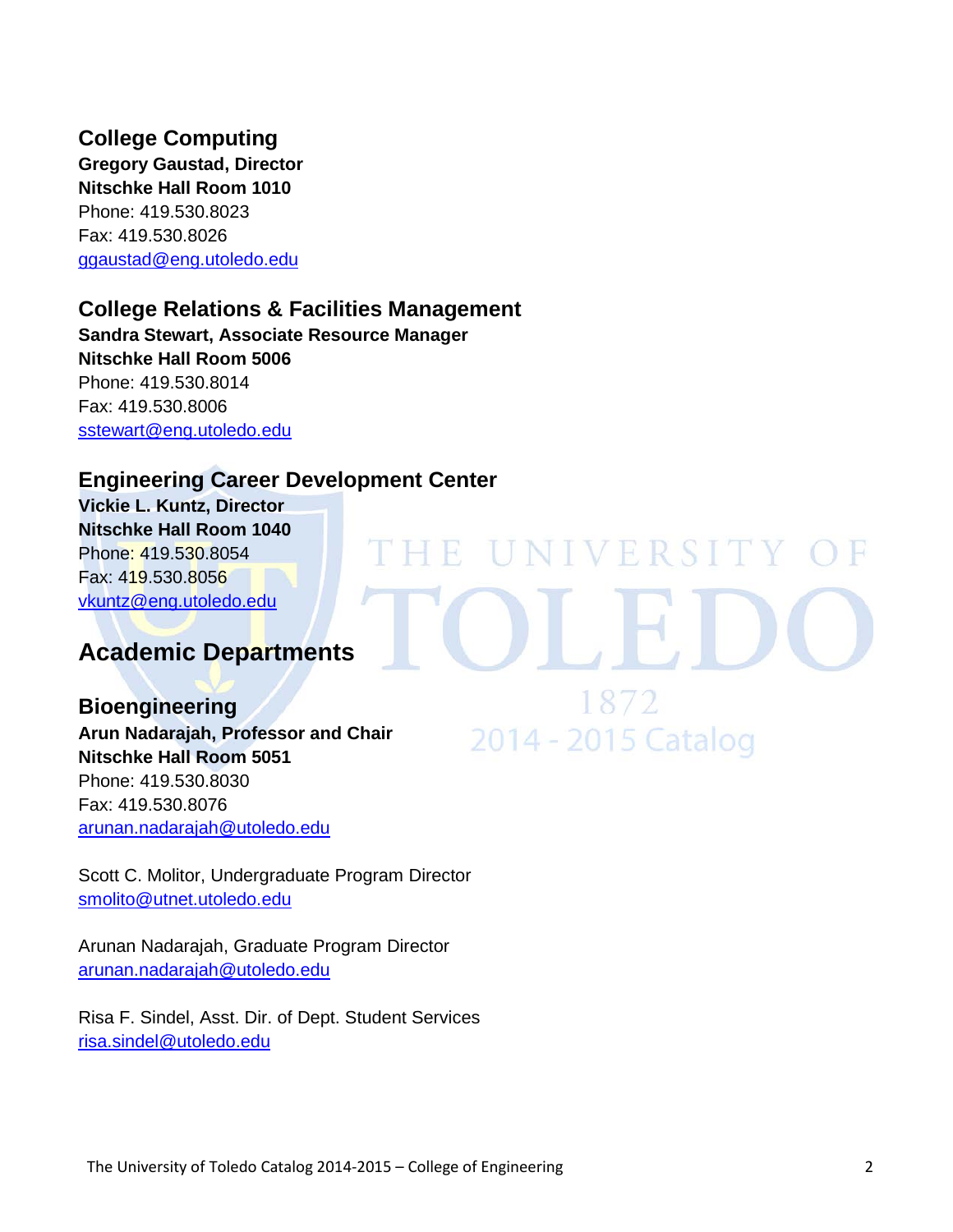## College Computing

**Gregory Gaustad, Director**
**Nitschke Hall Room 1010**
Phone: 419.530.8023
Fax: 419.530.8026
ggaustad@eng.utoledo.edu

## College Relations & Facilities Management

**Sandra Stewart, Associate Resource Manager**
**Nitschke Hall Room 5006**
Phone: 419.530.8014
Fax: 419.530.8006
sstewart@eng.utoledo.edu

## Engineering Career Development Center

**Vickie L. Kuntz, Director**
**Nitschke Hall Room 1040**
Phone: 419.530.8054
Fax: 419.530.8056
vkuntz@eng.utoledo.edu

# Academic Departments

## Bioengineering

**Arun Nadarajah, Professor and Chair**
**Nitschke Hall Room 5051**
Phone: 419.530.8030
Fax: 419.530.8076
arunan.nadarajah@utoledo.edu

Scott C. Molitor, Undergraduate Program Director
smolito@utnet.utoledo.edu

Arunan Nadarajah, Graduate Program Director
arunan.nadarajah@utoledo.edu

Risa F. Sindel, Asst. Dir. of Dept. Student Services
risa.sindel@utoledo.edu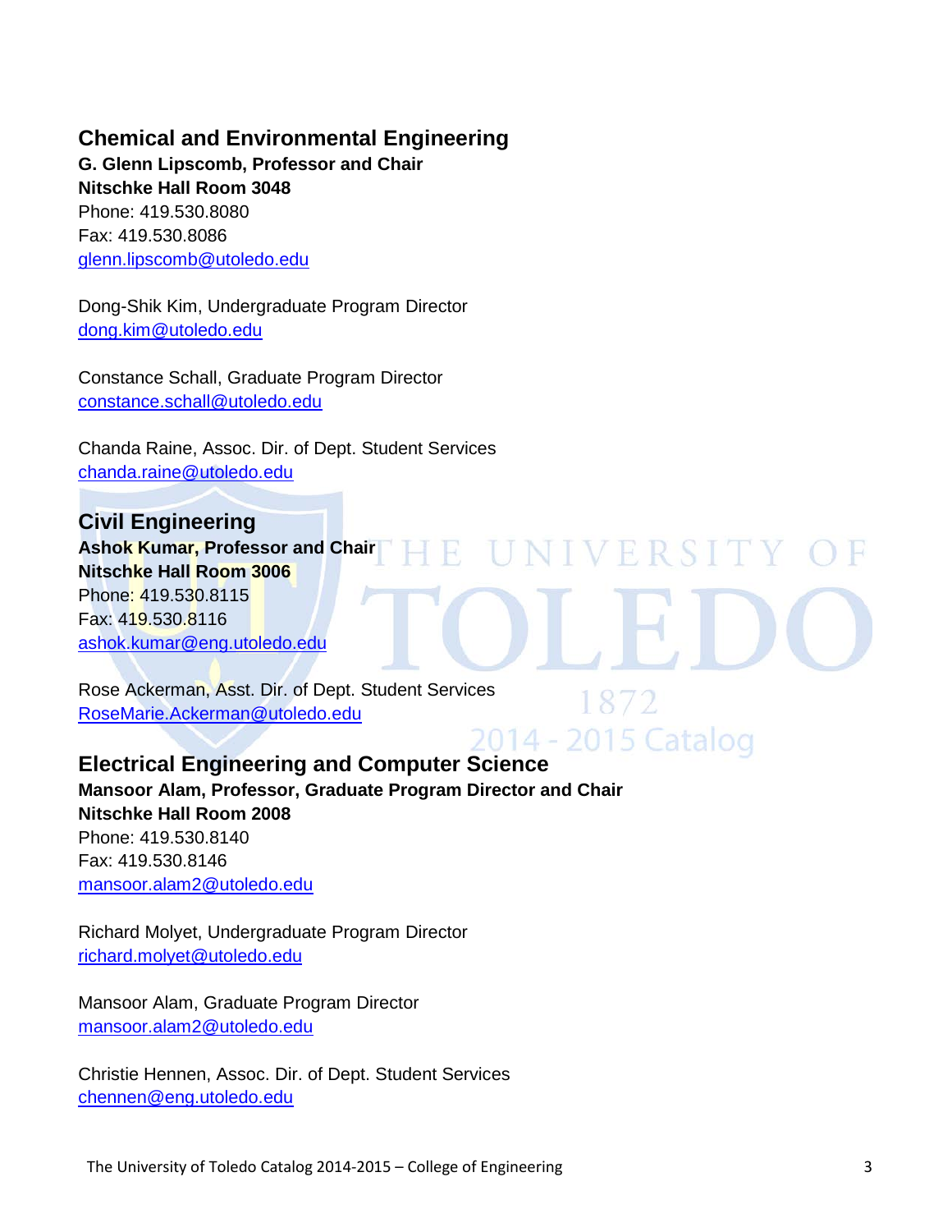## Chemical and Environmental Engineering

**G. Glenn Lipscomb, Professor and Chair**
**Nitschke Hall Room 3048**
Phone: 419.530.8080
Fax: 419.530.8086
glenn.lipscomb@utoledo.edu

Dong-Shik Kim, Undergraduate Program Director
dong.kim@utoledo.edu

Constance Schall, Graduate Program Director
constance.schall@utoledo.edu

Chanda Raine, Assoc. Dir. of Dept. Student Services
chanda.raine@utoledo.edu

## Civil Engineering

**Ashok Kumar, Professor and Chair**
**Nitschke Hall Room 3006**
Phone: 419.530.8115
Fax: 419.530.8116
ashok.kumar@eng.utoledo.edu

Rose Ackerman, Asst. Dir. of Dept. Student Services
RoseMarie.Ackerman@utoledo.edu

## Electrical Engineering and Computer Science

**Mansoor Alam, Professor, Graduate Program Director and Chair**
**Nitschke Hall Room 2008**
Phone: 419.530.8140
Fax: 419.530.8146
mansoor.alam2@utoledo.edu

Richard Molyet, Undergraduate Program Director
richard.molyet@utoledo.edu

Mansoor Alam, Graduate Program Director
mansoor.alam2@utoledo.edu

Christie Hennen, Assoc. Dir. of Dept. Student Services
chennen@eng.utoledo.edu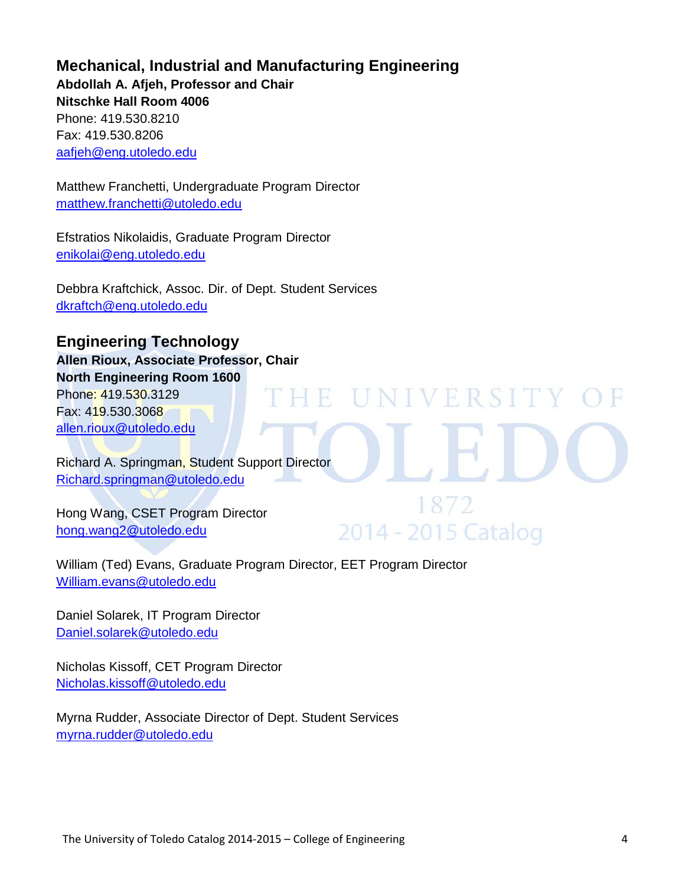## Mechanical, Industrial and Manufacturing Engineering

**Abdollah A. Afjeh, Professor and Chair**
**Nitschke Hall Room 4006**
Phone: 419.530.8210
Fax: 419.530.8206
aafjeh@eng.utoledo.edu

Matthew Franchetti, Undergraduate Program Director
matthew.franchetti@utoledo.edu

Efstratios Nikolaidis, Graduate Program Director
enikolai@eng.utoledo.edu

Debbra Kraftchick, Assoc. Dir. of Dept. Student Services
dkraftch@eng.utoledo.edu

## Engineering Technology

**Allen Rioux, Associate Professor, Chair**
**North Engineering Room 1600**
Phone: 419.530.3129
Fax: 419.530.3068
allen.rioux@utoledo.edu

Richard A. Springman, Student Support Director
Richard.springman@utoledo.edu

Hong Wang, CSET Program Director
hong.wang2@utoledo.edu

William (Ted) Evans, Graduate Program Director, EET Program Director
William.evans@utoledo.edu

Daniel Solarek, IT Program Director
Daniel.solarek@utoledo.edu

Nicholas Kissoff, CET Program Director
Nicholas.kissoff@utoledo.edu

Myrna Rudder, Associate Director of Dept. Student Services
myrna.rudder@utoledo.edu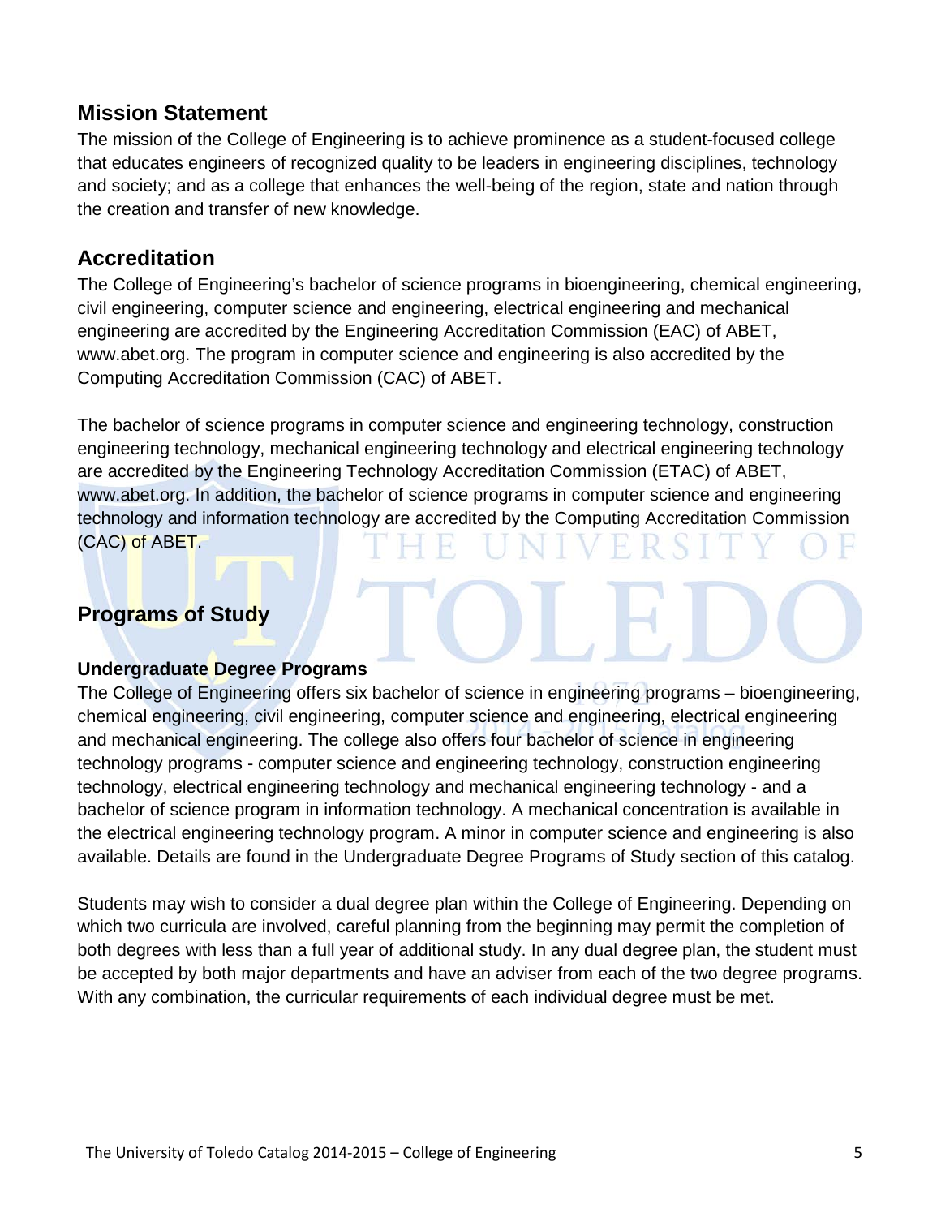## Mission Statement

The mission of the College of Engineering is to achieve prominence as a student-focused college that educates engineers of recognized quality to be leaders in engineering disciplines, technology and society; and as a college that enhances the well-being of the region, state and nation through the creation and transfer of new knowledge.

## Accreditation

The College of Engineering's bachelor of science programs in bioengineering, chemical engineering, civil engineering, computer science and engineering, electrical engineering and mechanical engineering are accredited by the Engineering Accreditation Commission (EAC) of ABET, www.abet.org. The program in computer science and engineering is also accredited by the Computing Accreditation Commission (CAC) of ABET.

The bachelor of science programs in computer science and engineering technology, construction engineering technology, mechanical engineering technology and electrical engineering technology are accredited by the Engineering Technology Accreditation Commission (ETAC) of ABET, www.abet.org. In addition, the bachelor of science programs in computer science and engineering technology and information technology are accredited by the Computing Accreditation Commission (CAC) of ABET.

## Programs of Study

### Undergraduate Degree Programs

The College of Engineering offers six bachelor of science in engineering programs – bioengineering, chemical engineering, civil engineering, computer science and engineering, electrical engineering and mechanical engineering. The college also offers four bachelor of science in engineering technology programs - computer science and engineering technology, construction engineering technology, electrical engineering technology and mechanical engineering technology - and a bachelor of science program in information technology. A mechanical concentration is available in the electrical engineering technology program. A minor in computer science and engineering is also available. Details are found in the Undergraduate Degree Programs of Study section of this catalog.

Students may wish to consider a dual degree plan within the College of Engineering. Depending on which two curricula are involved, careful planning from the beginning may permit the completion of both degrees with less than a full year of additional study. In any dual degree plan, the student must be accepted by both major departments and have an adviser from each of the two degree programs. With any combination, the curricular requirements of each individual degree must be met.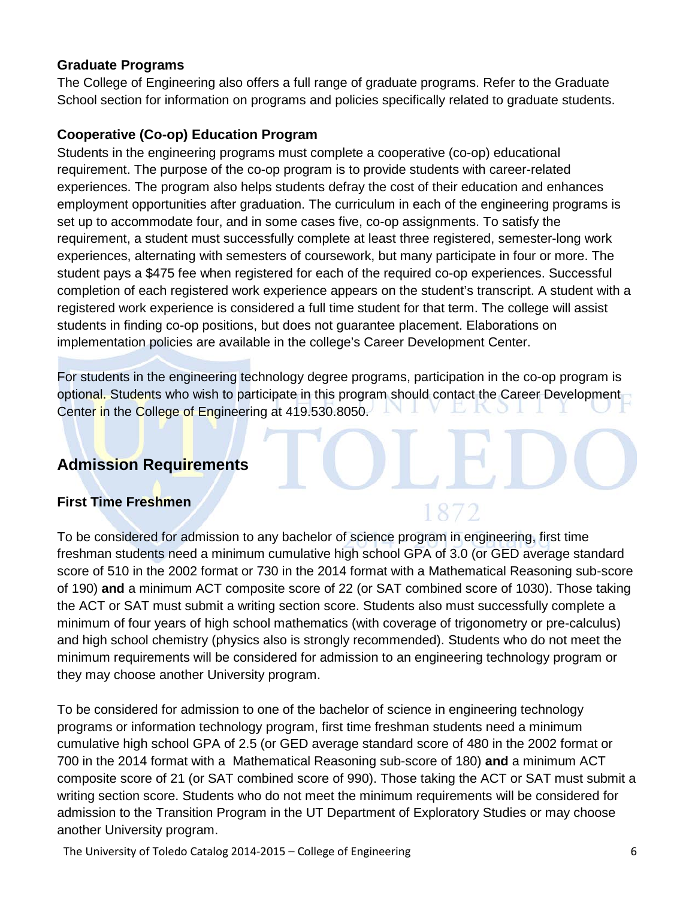### Graduate Programs

The College of Engineering also offers a full range of graduate programs. Refer to the Graduate School section for information on programs and policies specifically related to graduate students.

### Cooperative (Co-op) Education Program

Students in the engineering programs must complete a cooperative (co-op) educational requirement. The purpose of the co-op program is to provide students with career-related experiences. The program also helps students defray the cost of their education and enhances employment opportunities after graduation. The curriculum in each of the engineering programs is set up to accommodate four, and in some cases five, co-op assignments. To satisfy the requirement, a student must successfully complete at least three registered, semester-long work experiences, alternating with semesters of coursework, but many participate in four or more. The student pays a $475 fee when registered for each of the required co-op experiences. Successful completion of each registered work experience appears on the student's transcript. A student with a registered work experience is considered a full time student for that term. The college will assist students in finding co-op positions, but does not guarantee placement. Elaborations on implementation policies are available in the college's Career Development Center.

For students in the engineering technology degree programs, participation in the co-op program is optional. Students who wish to participate in this program should contact the Career Development Center in the College of Engineering at 419.530.8050.

## Admission Requirements

### First Time Freshmen

To be considered for admission to any bachelor of science program in engineering, first time freshman students need a minimum cumulative high school GPA of 3.0 (or GED average standard score of 510 in the 2002 format or 730 in the 2014 format with a Mathematical Reasoning sub-score of 190) **and** a minimum ACT composite score of 22 (or SAT combined score of 1030). Those taking the ACT or SAT must submit a writing section score. Students also must successfully complete a minimum of four years of high school mathematics (with coverage of trigonometry or pre-calculus) and high school chemistry (physics also is strongly recommended). Students who do not meet the minimum requirements will be considered for admission to an engineering technology program or they may choose another University program.

To be considered for admission to one of the bachelor of science in engineering technology programs or information technology program, first time freshman students need a minimum cumulative high school GPA of 2.5 (or GED average standard score of 480 in the 2002 format or 700 in the 2014 format with a Mathematical Reasoning sub-score of 180) **and** a minimum ACT composite score of 21 (or SAT combined score of 990). Those taking the ACT or SAT must submit a writing section score. Students who do not meet the minimum requirements will be considered for admission to the Transition Program in the UT Department of Exploratory Studies or may choose another University program.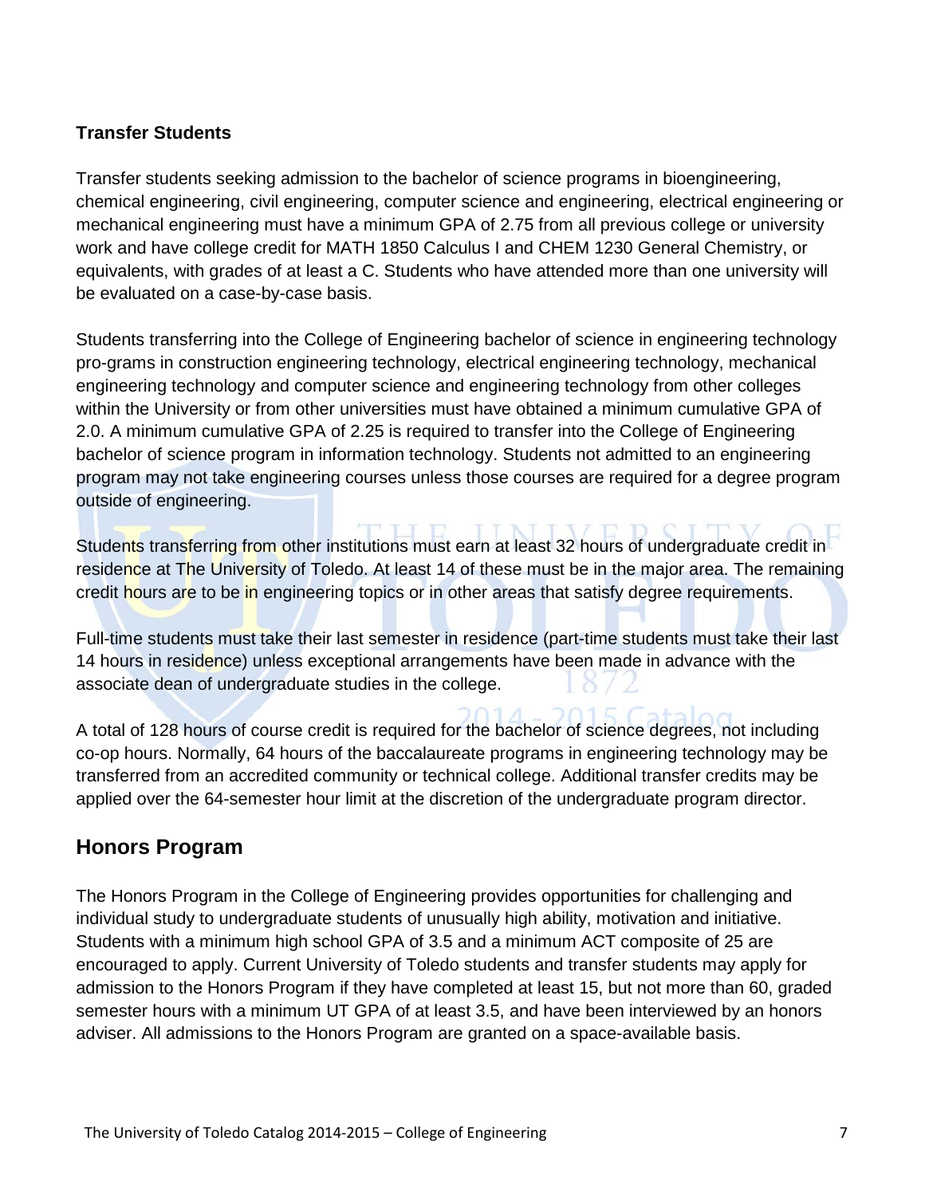### Transfer Students

Transfer students seeking admission to the bachelor of science programs in bioengineering, chemical engineering, civil engineering, computer science and engineering, electrical engineering or mechanical engineering must have a minimum GPA of 2.75 from all previous college or university work and have college credit for MATH 1850 Calculus I and CHEM 1230 General Chemistry, or equivalents, with grades of at least a C. Students who have attended more than one university will be evaluated on a case-by-case basis.

Students transferring into the College of Engineering bachelor of science in engineering technology pro-grams in construction engineering technology, electrical engineering technology, mechanical engineering technology and computer science and engineering technology from other colleges within the University or from other universities must have obtained a minimum cumulative GPA of 2.0. A minimum cumulative GPA of 2.25 is required to transfer into the College of Engineering bachelor of science program in information technology. Students not admitted to an engineering program may not take engineering courses unless those courses are required for a degree program outside of engineering.

Students transferring from other institutions must earn at least 32 hours of undergraduate credit in residence at The University of Toledo. At least 14 of these must be in the major area. The remaining credit hours are to be in engineering topics or in other areas that satisfy degree requirements.

Full-time students must take their last semester in residence (part-time students must take their last 14 hours in residence) unless exceptional arrangements have been made in advance with the associate dean of undergraduate studies in the college.

A total of 128 hours of course credit is required for the bachelor of science degrees, not including co-op hours. Normally, 64 hours of the baccalaureate programs in engineering technology may be transferred from an accredited community or technical college. Additional transfer credits may be applied over the 64-semester hour limit at the discretion of the undergraduate program director.

## Honors Program

The Honors Program in the College of Engineering provides opportunities for challenging and individual study to undergraduate students of unusually high ability, motivation and initiative. Students with a minimum high school GPA of 3.5 and a minimum ACT composite of 25 are encouraged to apply. Current University of Toledo students and transfer students may apply for admission to the Honors Program if they have completed at least 15, but not more than 60, graded semester hours with a minimum UT GPA of at least 3.5, and have been interviewed by an honors adviser. All admissions to the Honors Program are granted on a space-available basis.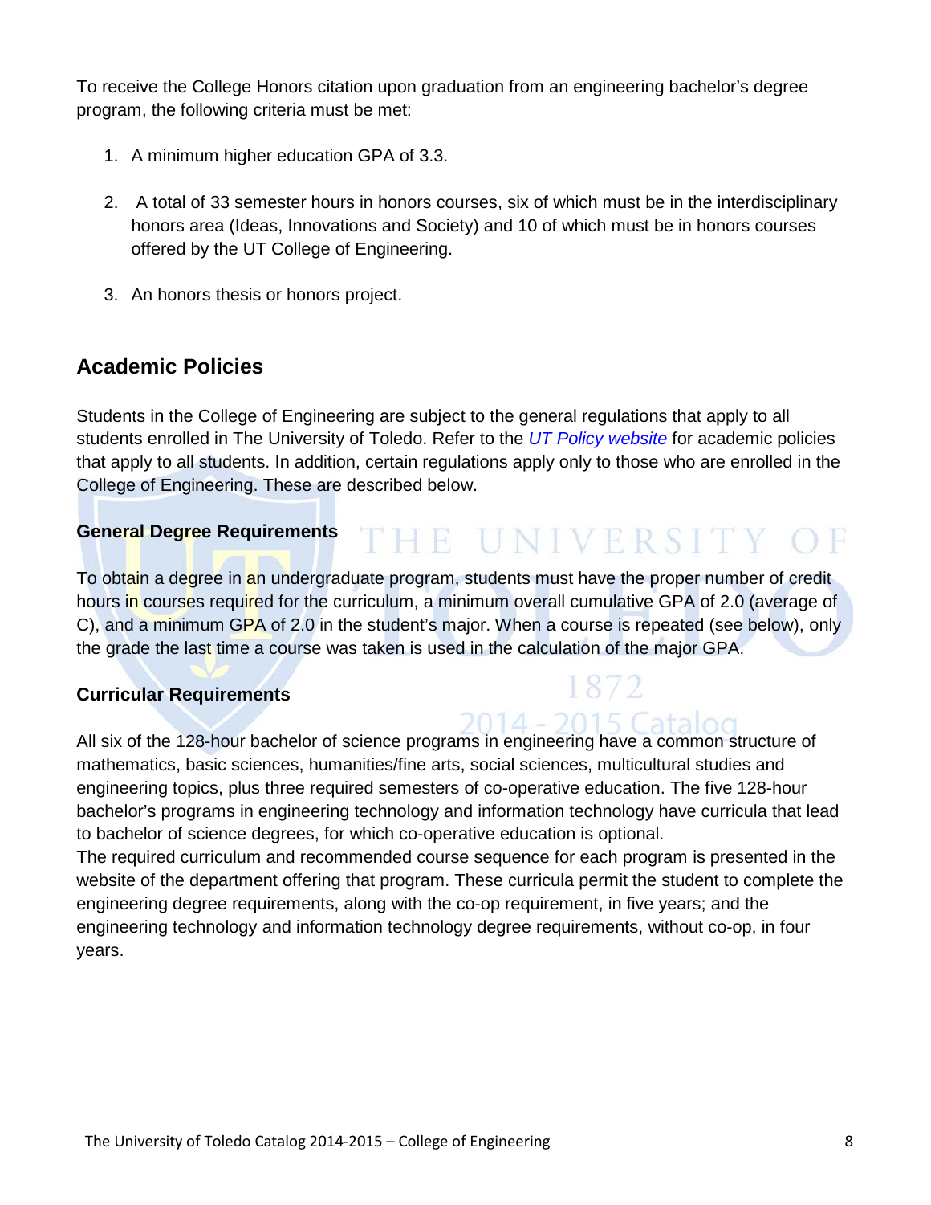To receive the College Honors citation upon graduation from an engineering bachelor's degree program, the following criteria must be met:

1. A minimum higher education GPA of 3.3.
2. A total of 33 semester hours in honors courses, six of which must be in the interdisciplinary honors area (Ideas, Innovations and Society) and 10 of which must be in honors courses offered by the UT College of Engineering.
3. An honors thesis or honors project.

## Academic Policies

Students in the College of Engineering are subject to the general regulations that apply to all students enrolled in The University of Toledo. Refer to the *UT Policy website* for academic policies that apply to all students. In addition, certain regulations apply only to those who are enrolled in the College of Engineering. These are described below.

### General Degree Requirements

To obtain a degree in an undergraduate program, students must have the proper number of credit hours in courses required for the curriculum, a minimum overall cumulative GPA of 2.0 (average of C), and a minimum GPA of 2.0 in the student's major. When a course is repeated (see below), only the grade the last time a course was taken is used in the calculation of the major GPA.

### Curricular Requirements

All six of the 128-hour bachelor of science programs in engineering have a common structure of mathematics, basic sciences, humanities/fine arts, social sciences, multicultural studies and engineering topics, plus three required semesters of co-operative education. The five 128-hour bachelor's programs in engineering technology and information technology have curricula that lead to bachelor of science degrees, for which co-operative education is optional.

The required curriculum and recommended course sequence for each program is presented in the website of the department offering that program. These curricula permit the student to complete the engineering degree requirements, along with the co-op requirement, in five years; and the engineering technology and information technology degree requirements, without co-op, in four years.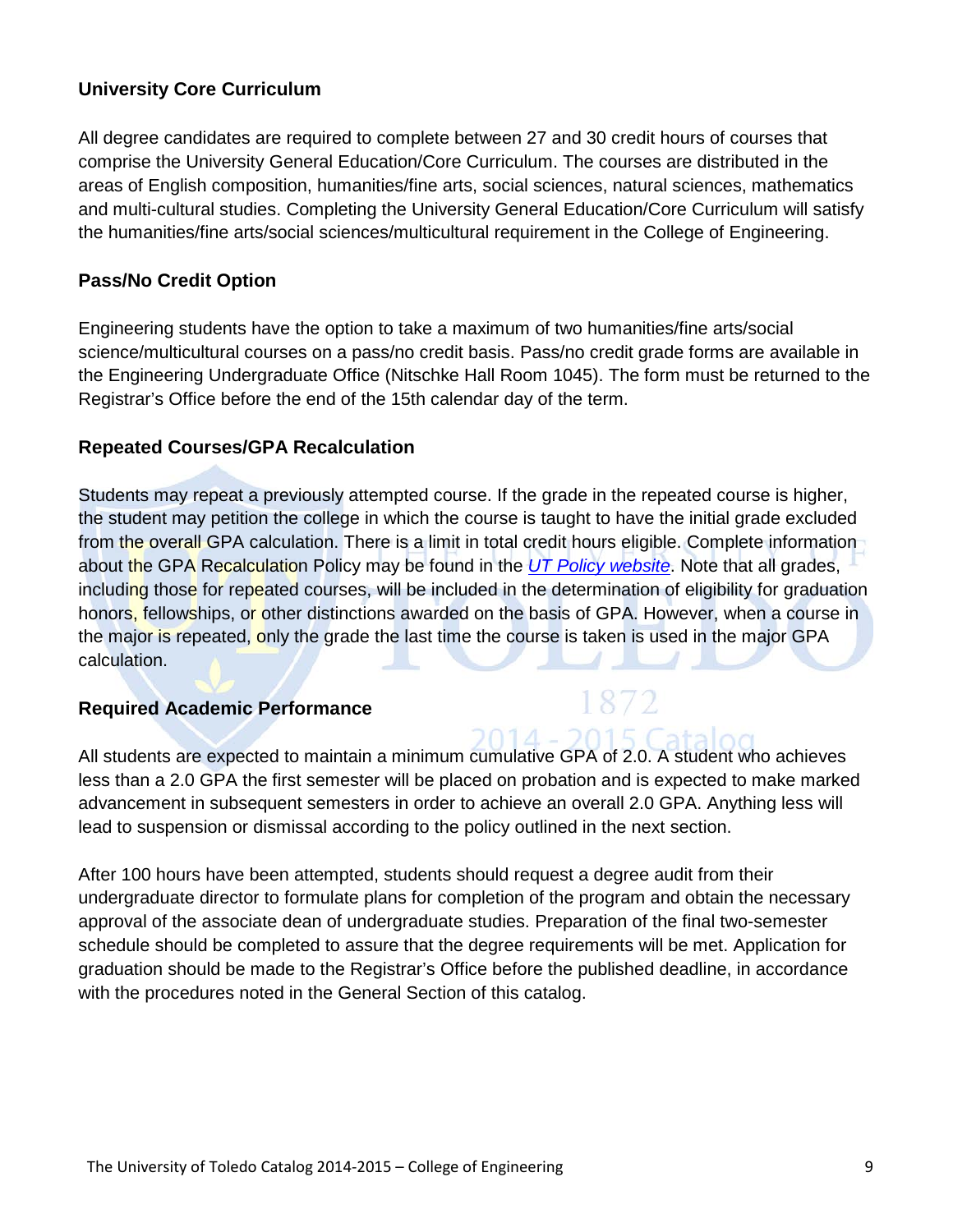### University Core Curriculum

All degree candidates are required to complete between 27 and 30 credit hours of courses that comprise the University General Education/Core Curriculum. The courses are distributed in the areas of English composition, humanities/fine arts, social sciences, natural sciences, mathematics and multi-cultural studies. Completing the University General Education/Core Curriculum will satisfy the humanities/fine arts/social sciences/multicultural requirement in the College of Engineering.

### Pass/No Credit Option

Engineering students have the option to take a maximum of two humanities/fine arts/social science/multicultural courses on a pass/no credit basis. Pass/no credit grade forms are available in the Engineering Undergraduate Office (Nitschke Hall Room 1045). The form must be returned to the Registrar's Office before the end of the 15th calendar day of the term.

### Repeated Courses/GPA Recalculation

Students may repeat a previously attempted course. If the grade in the repeated course is higher, the student may petition the college in which the course is taught to have the initial grade excluded from the overall GPA calculation. There is a limit in total credit hours eligible. Complete information about the GPA Recalculation Policy may be found in the *UT Policy website*. Note that all grades, including those for repeated courses, will be included in the determination of eligibility for graduation honors, fellowships, or other distinctions awarded on the basis of GPA. However, when a course in the major is repeated, only the grade the last time the course is taken is used in the major GPA calculation.

### Required Academic Performance

All students are expected to maintain a minimum cumulative GPA of 2.0. A student who achieves less than a 2.0 GPA the first semester will be placed on probation and is expected to make marked advancement in subsequent semesters in order to achieve an overall 2.0 GPA. Anything less will lead to suspension or dismissal according to the policy outlined in the next section.

After 100 hours have been attempted, students should request a degree audit from their undergraduate director to formulate plans for completion of the program and obtain the necessary approval of the associate dean of undergraduate studies. Preparation of the final two-semester schedule should be completed to assure that the degree requirements will be met. Application for graduation should be made to the Registrar's Office before the published deadline, in accordance with the procedures noted in the General Section of this catalog.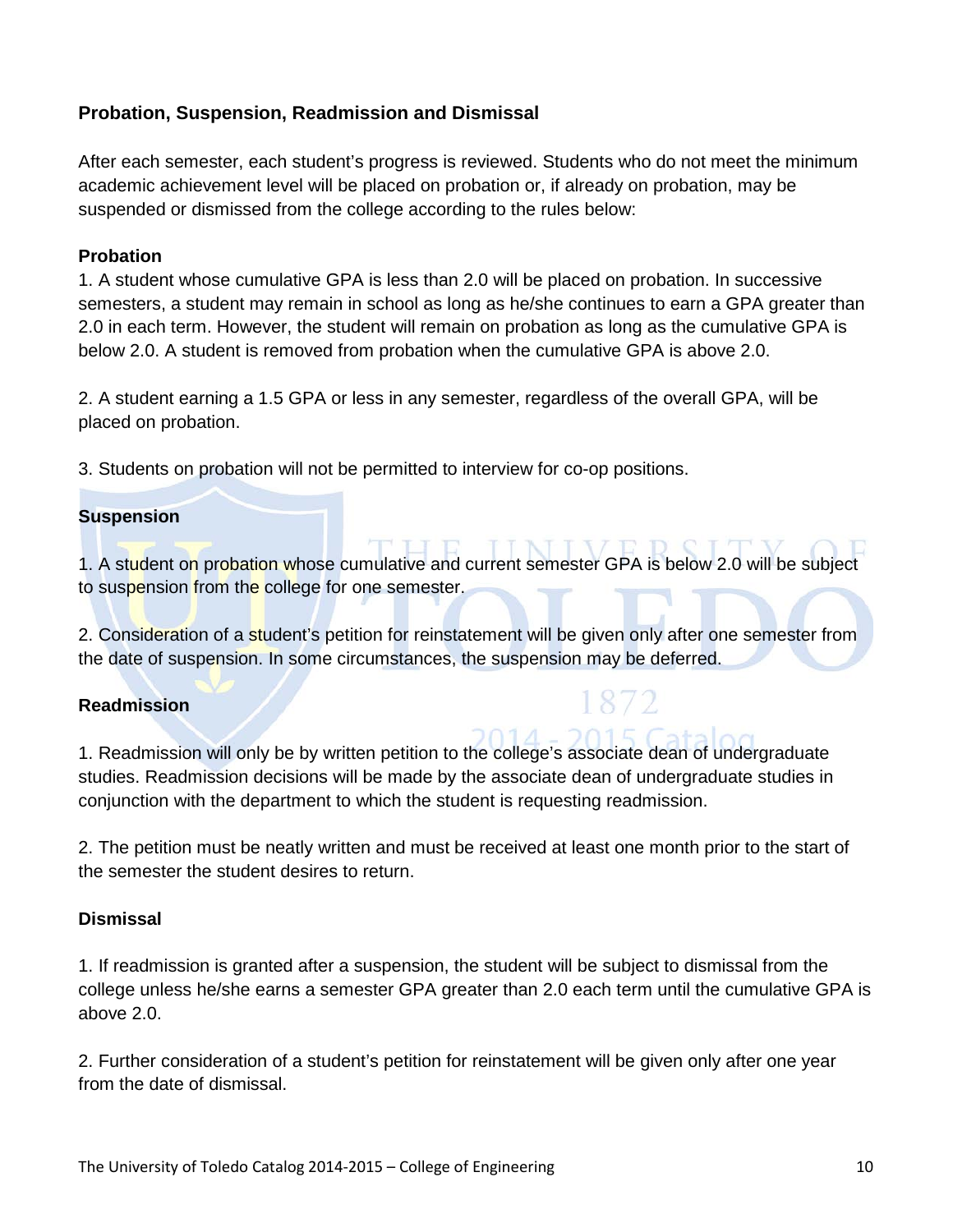## Probation, Suspension, Readmission and Dismissal

After each semester, each student's progress is reviewed. Students who do not meet the minimum academic achievement level will be placed on probation or, if already on probation, may be suspended or dismissed from the college according to the rules below:

### Probation

1. A student whose cumulative GPA is less than 2.0 will be placed on probation. In successive semesters, a student may remain in school as long as he/she continues to earn a GPA greater than 2.0 in each term. However, the student will remain on probation as long as the cumulative GPA is below 2.0. A student is removed from probation when the cumulative GPA is above 2.0.

2. A student earning a 1.5 GPA or less in any semester, regardless of the overall GPA, will be placed on probation.

3. Students on probation will not be permitted to interview for co-op positions.

### Suspension

1. A student on probation whose cumulative and current semester GPA is below 2.0 will be subject to suspension from the college for one semester.

2. Consideration of a student's petition for reinstatement will be given only after one semester from the date of suspension. In some circumstances, the suspension may be deferred.

### Readmission

1. Readmission will only be by written petition to the college's associate dean of undergraduate studies. Readmission decisions will be made by the associate dean of undergraduate studies in conjunction with the department to which the student is requesting readmission.

2. The petition must be neatly written and must be received at least one month prior to the start of the semester the student desires to return.

### Dismissal

1. If readmission is granted after a suspension, the student will be subject to dismissal from the college unless he/she earns a semester GPA greater than 2.0 each term until the cumulative GPA is above 2.0.

2. Further consideration of a student's petition for reinstatement will be given only after one year from the date of dismissal.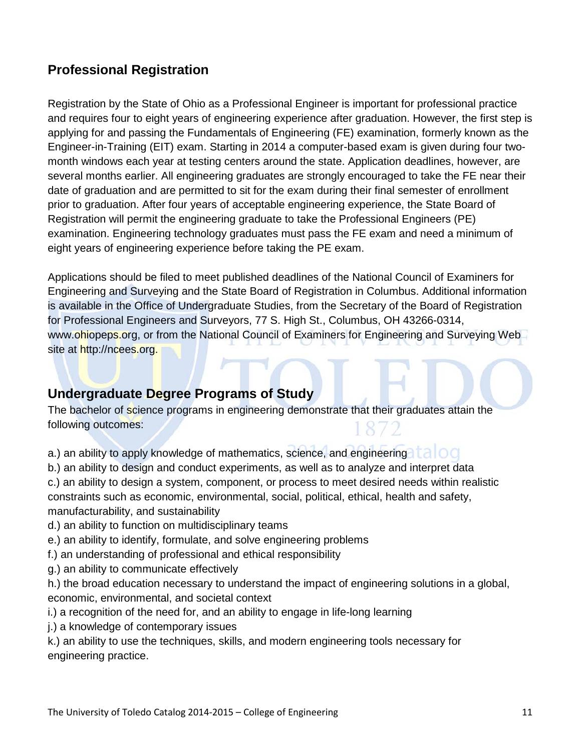## Professional Registration

Registration by the State of Ohio as a Professional Engineer is important for professional practice and requires four to eight years of engineering experience after graduation. However, the first step is applying for and passing the Fundamentals of Engineering (FE) examination, formerly known as the Engineer-in-Training (EIT) exam. Starting in 2014 a computer-based exam is given during four two-month windows each year at testing centers around the state. Application deadlines, however, are several months earlier. All engineering graduates are strongly encouraged to take the FE near their date of graduation and are permitted to sit for the exam during their final semester of enrollment prior to graduation. After four years of acceptable engineering experience, the State Board of Registration will permit the engineering graduate to take the Professional Engineers (PE) examination. Engineering technology graduates must pass the FE exam and need a minimum of eight years of engineering experience before taking the PE exam.

Applications should be filed to meet published deadlines of the National Council of Examiners for Engineering and Surveying and the State Board of Registration in Columbus. Additional information is available in the Office of Undergraduate Studies, from the Secretary of the Board of Registration for Professional Engineers and Surveyors, 77 S. High St., Columbus, OH 43266-0314, www.ohiopeps.org, or from the National Council of Examiners for Engineering and Surveying Web site at http://ncees.org.

## Undergraduate Degree Programs of Study

The bachelor of science programs in engineering demonstrate that their graduates attain the following outcomes:

a.) an ability to apply knowledge of mathematics, science, and engineering
b.) an ability to design and conduct experiments, as well as to analyze and interpret data
c.) an ability to design a system, component, or process to meet desired needs within realistic constraints such as economic, environmental, social, political, ethical, health and safety, manufacturability, and sustainability
d.) an ability to function on multidisciplinary teams
e.) an ability to identify, formulate, and solve engineering problems
f.) an understanding of professional and ethical responsibility
g.) an ability to communicate effectively
h.) the broad education necessary to understand the impact of engineering solutions in a global, economic, environmental, and societal context
i.) a recognition of the need for, and an ability to engage in life-long learning
j.) a knowledge of contemporary issues
k.) an ability to use the techniques, skills, and modern engineering tools necessary for engineering practice.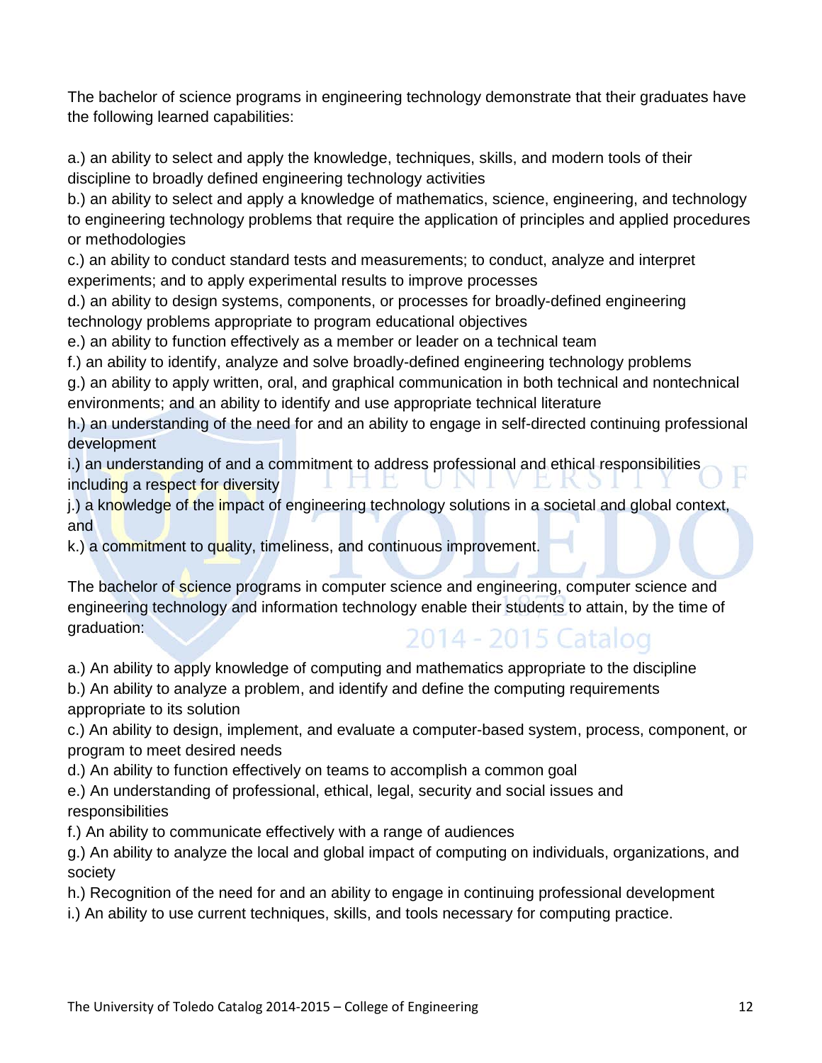The bachelor of science programs in engineering technology demonstrate that their graduates have the following learned capabilities:

a.) an ability to select and apply the knowledge, techniques, skills, and modern tools of their discipline to broadly defined engineering technology activities
b.) an ability to select and apply a knowledge of mathematics, science, engineering, and technology to engineering technology problems that require the application of principles and applied procedures or methodologies
c.) an ability to conduct standard tests and measurements; to conduct, analyze and interpret experiments; and to apply experimental results to improve processes
d.) an ability to design systems, components, or processes for broadly-defined engineering technology problems appropriate to program educational objectives
e.) an ability to function effectively as a member or leader on a technical team
f.) an ability to identify, analyze and solve broadly-defined engineering technology problems
g.) an ability to apply written, oral, and graphical communication in both technical and nontechnical environments; and an ability to identify and use appropriate technical literature
h.) an understanding of the need for and an ability to engage in self-directed continuing professional development
i.) an understanding of and a commitment to address professional and ethical responsibilities including a respect for diversity
j.) a knowledge of the impact of engineering technology solutions in a societal and global context, and
k.) a commitment to quality, timeliness, and continuous improvement.

The bachelor of science programs in computer science and engineering, computer science and engineering technology and information technology enable their students to attain, by the time of graduation:

a.) An ability to apply knowledge of computing and mathematics appropriate to the discipline
b.) An ability to analyze a problem, and identify and define the computing requirements appropriate to its solution
c.) An ability to design, implement, and evaluate a computer-based system, process, component, or program to meet desired needs
d.) An ability to function effectively on teams to accomplish a common goal
e.) An understanding of professional, ethical, legal, security and social issues and responsibilities
f.) An ability to communicate effectively with a range of audiences
g.) An ability to analyze the local and global impact of computing on individuals, organizations, and society
h.) Recognition of the need for and an ability to engage in continuing professional development
i.) An ability to use current techniques, skills, and tools necessary for computing practice.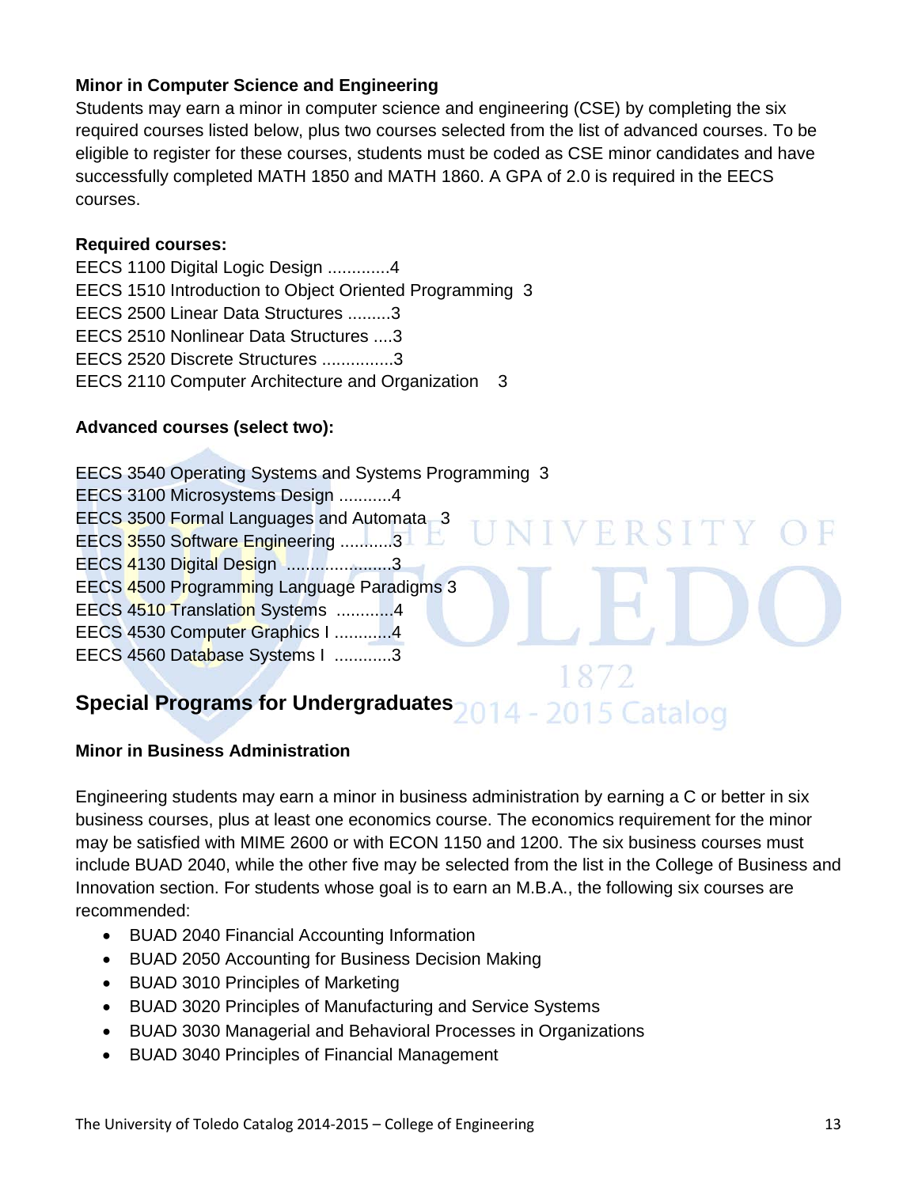### Minor in Computer Science and Engineering

Students may earn a minor in computer science and engineering (CSE) by completing the six required courses listed below, plus two courses selected from the list of advanced courses. To be eligible to register for these courses, students must be coded as CSE minor candidates and have successfully completed MATH 1850 and MATH 1860. A GPA of 2.0 is required in the EECS courses.

**Required courses:**

EECS 1100 Digital Logic Design .............4
EECS 1510 Introduction to Object Oriented Programming 3
EECS 2500 Linear Data Structures .........3
EECS 2510 Nonlinear Data Structures ....3
EECS 2520 Discrete Structures ...............3
EECS 2110 Computer Architecture and Organization 3

**Advanced courses (select two):**

EECS 3540 Operating Systems and Systems Programming 3
EECS 3100 Microsystems Design ...........4
EECS 3500 Formal Languages and Automata 3
EECS 3550 Software Engineering ...........3
EECS 4130 Digital Design .....................3
EECS 4500 Programming Language Paradigms 3
EECS 4510 Translation Systems ............4
EECS 4530 Computer Graphics I ............4
EECS 4560 Database Systems I ............3

## Special Programs for Undergraduates

### Minor in Business Administration

Engineering students may earn a minor in business administration by earning a C or better in six business courses, plus at least one economics course. The economics requirement for the minor may be satisfied with MIME 2600 or with ECON 1150 and 1200. The six business courses must include BUAD 2040, while the other five may be selected from the list in the College of Business and Innovation section. For students whose goal is to earn an M.B.A., the following six courses are recommended:

- BUAD 2040 Financial Accounting Information
- BUAD 2050 Accounting for Business Decision Making
- BUAD 3010 Principles of Marketing
- BUAD 3020 Principles of Manufacturing and Service Systems
- BUAD 3030 Managerial and Behavioral Processes in Organizations
- BUAD 3040 Principles of Financial Management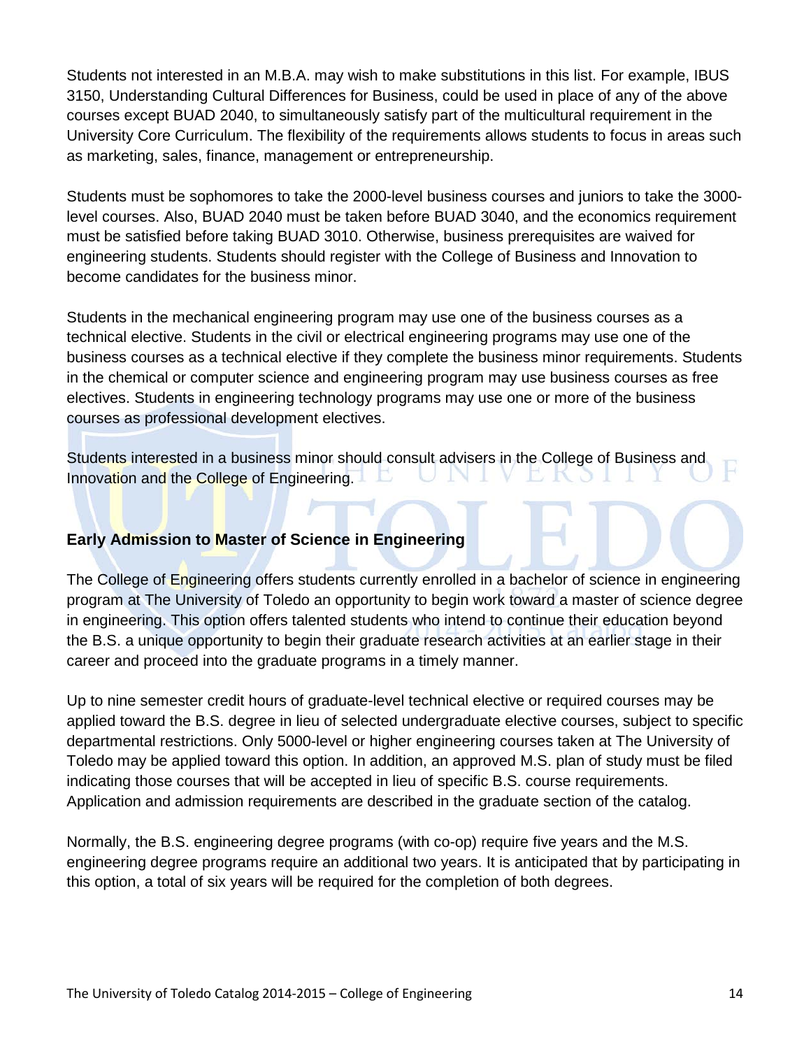Students not interested in an M.B.A. may wish to make substitutions in this list. For example, IBUS 3150, Understanding Cultural Differences for Business, could be used in place of any of the above courses except BUAD 2040, to simultaneously satisfy part of the multicultural requirement in the University Core Curriculum. The flexibility of the requirements allows students to focus in areas such as marketing, sales, finance, management or entrepreneurship.

Students must be sophomores to take the 2000-level business courses and juniors to take the 3000-level courses. Also, BUAD 2040 must be taken before BUAD 3040, and the economics requirement must be satisfied before taking BUAD 3010. Otherwise, business prerequisites are waived for engineering students. Students should register with the College of Business and Innovation to become candidates for the business minor.

Students in the mechanical engineering program may use one of the business courses as a technical elective. Students in the civil or electrical engineering programs may use one of the business courses as a technical elective if they complete the business minor requirements. Students in the chemical or computer science and engineering program may use business courses as free electives. Students in engineering technology programs may use one or more of the business courses as professional development electives.

Students interested in a business minor should consult advisers in the College of Business and Innovation and the College of Engineering.

## Early Admission to Master of Science in Engineering

The College of Engineering offers students currently enrolled in a bachelor of science in engineering program at The University of Toledo an opportunity to begin work toward a master of science degree in engineering. This option offers talented students who intend to continue their education beyond the B.S. a unique opportunity to begin their graduate research activities at an earlier stage in their career and proceed into the graduate programs in a timely manner.

Up to nine semester credit hours of graduate-level technical elective or required courses may be applied toward the B.S. degree in lieu of selected undergraduate elective courses, subject to specific departmental restrictions. Only 5000-level or higher engineering courses taken at The University of Toledo may be applied toward this option. In addition, an approved M.S. plan of study must be filed indicating those courses that will be accepted in lieu of specific B.S. course requirements. Application and admission requirements are described in the graduate section of the catalog.

Normally, the B.S. engineering degree programs (with co-op) require five years and the M.S. engineering degree programs require an additional two years. It is anticipated that by participating in this option, a total of six years will be required for the completion of both degrees.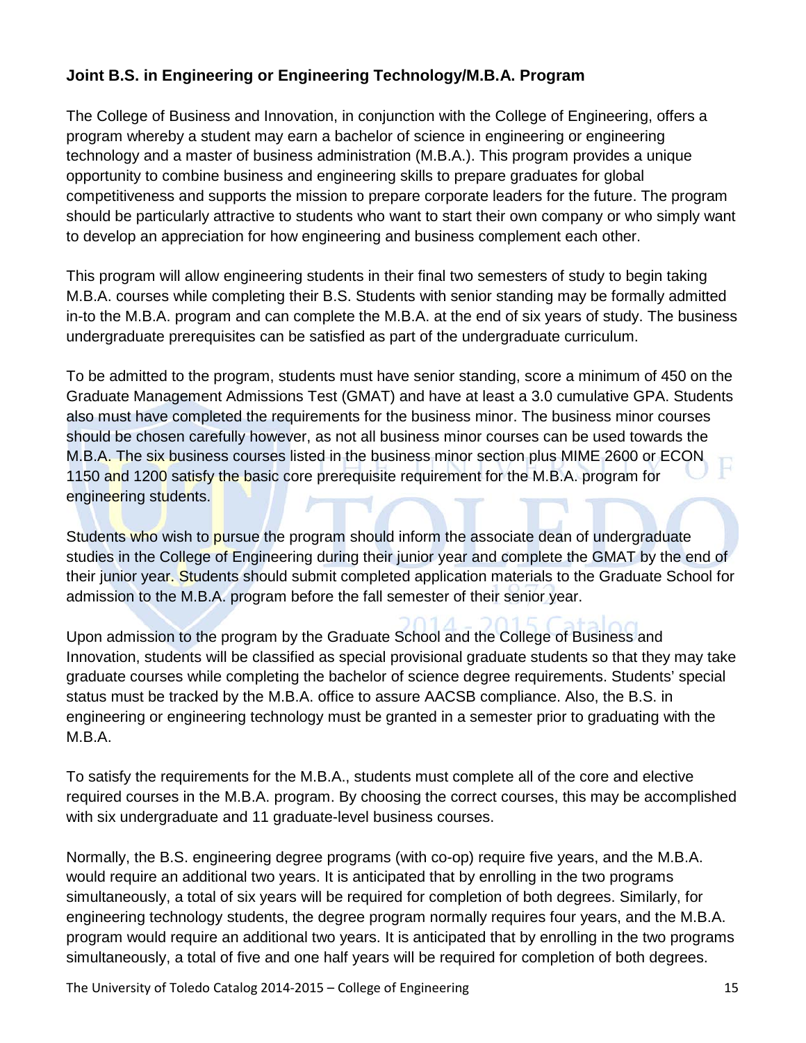**Joint B.S. in Engineering or Engineering Technology/M.B.A. Program**

The College of Business and Innovation, in conjunction with the College of Engineering, offers a program whereby a student may earn a bachelor of science in engineering or engineering technology and a master of business administration (M.B.A.). This program provides a unique opportunity to combine business and engineering skills to prepare graduates for global competitiveness and supports the mission to prepare corporate leaders for the future. The program should be particularly attractive to students who want to start their own company or who simply want to develop an appreciation for how engineering and business complement each other.

This program will allow engineering students in their final two semesters of study to begin taking M.B.A. courses while completing their B.S. Students with senior standing may be formally admitted in-to the M.B.A. program and can complete the M.B.A. at the end of six years of study. The business undergraduate prerequisites can be satisfied as part of the undergraduate curriculum.

To be admitted to the program, students must have senior standing, score a minimum of 450 on the Graduate Management Admissions Test (GMAT) and have at least a 3.0 cumulative GPA. Students also must have completed the requirements for the business minor. The business minor courses should be chosen carefully however, as not all business minor courses can be used towards the M.B.A. The six business courses listed in the business minor section plus MIME 2600 or ECON 1150 and 1200 satisfy the basic core prerequisite requirement for the M.B.A. program for engineering students.

Students who wish to pursue the program should inform the associate dean of undergraduate studies in the College of Engineering during their junior year and complete the GMAT by the end of their junior year. Students should submit completed application materials to the Graduate School for admission to the M.B.A. program before the fall semester of their senior year.

Upon admission to the program by the Graduate School and the College of Business and Innovation, students will be classified as special provisional graduate students so that they may take graduate courses while completing the bachelor of science degree requirements. Students' special status must be tracked by the M.B.A. office to assure AACSB compliance. Also, the B.S. in engineering or engineering technology must be granted in a semester prior to graduating with the M.B.A.

To satisfy the requirements for the M.B.A., students must complete all of the core and elective required courses in the M.B.A. program. By choosing the correct courses, this may be accomplished with six undergraduate and 11 graduate-level business courses.

Normally, the B.S. engineering degree programs (with co-op) require five years, and the M.B.A. would require an additional two years. It is anticipated that by enrolling in the two programs simultaneously, a total of six years will be required for completion of both degrees. Similarly, for engineering technology students, the degree program normally requires four years, and the M.B.A. program would require an additional two years. It is anticipated that by enrolling in the two programs simultaneously, a total of five and one half years will be required for completion of both degrees.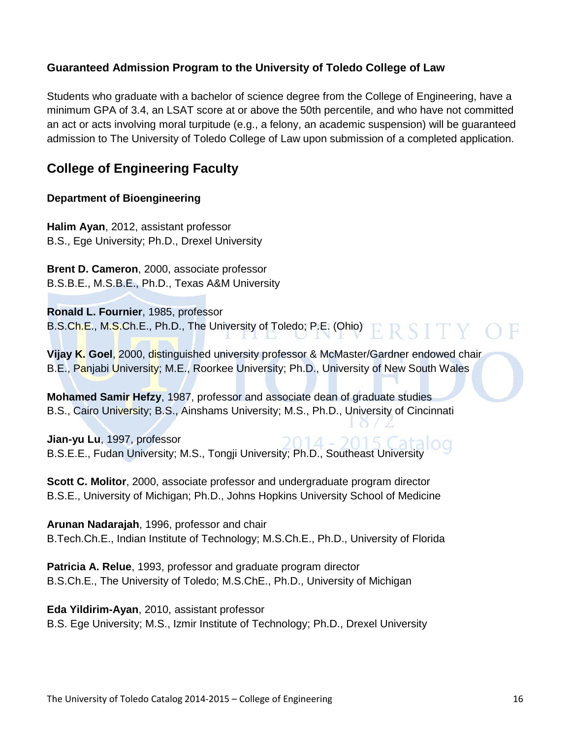### Guaranteed Admission Program to the University of Toledo College of Law

Students who graduate with a bachelor of science degree from the College of Engineering, have a minimum GPA of 3.4, an LSAT score at or above the 50th percentile, and who have not committed an act or acts involving moral turpitude (e.g., a felony, an academic suspension) will be guaranteed admission to The University of Toledo College of Law upon submission of a completed application.

## College of Engineering Faculty

### Department of Bioengineering

**Halim Ayan**, 2012, assistant professor
B.S., Ege University; Ph.D., Drexel University

**Brent D. Cameron**, 2000, associate professor
B.S.B.E., M.S.B.E., Ph.D., Texas A&M University

**Ronald L. Fournier**, 1985, professor
B.S.Ch.E., M.S.Ch.E., Ph.D., The University of Toledo; P.E. (Ohio)

**Vijay K. Goel**, 2000, distinguished university professor & McMaster/Gardner endowed chair
B.E., Panjabi University; M.E., Roorkee University; Ph.D., University of New South Wales

**Mohamed Samir Hefzy**, 1987, professor and associate dean of graduate studies
B.S., Cairo University; B.S., Ainshams University; M.S., Ph.D., University of Cincinnati

**Jian-yu Lu**, 1997, professor
B.S.E.E., Fudan University; M.S., Tongji University; Ph.D., Southeast University

**Scott C. Molitor**, 2000, associate professor and undergraduate program director
B.S.E., University of Michigan; Ph.D., Johns Hopkins University School of Medicine

**Arunan Nadarajah**, 1996, professor and chair
B.Tech.Ch.E., Indian Institute of Technology; M.S.Ch.E., Ph.D., University of Florida

**Patricia A. Relue**, 1993, professor and graduate program director
B.S.Ch.E., The University of Toledo; M.S.ChE., Ph.D., University of Michigan

**Eda Yildirim-Ayan**, 2010, assistant professor
B.S. Ege University; M.S., Izmir Institute of Technology; Ph.D., Drexel University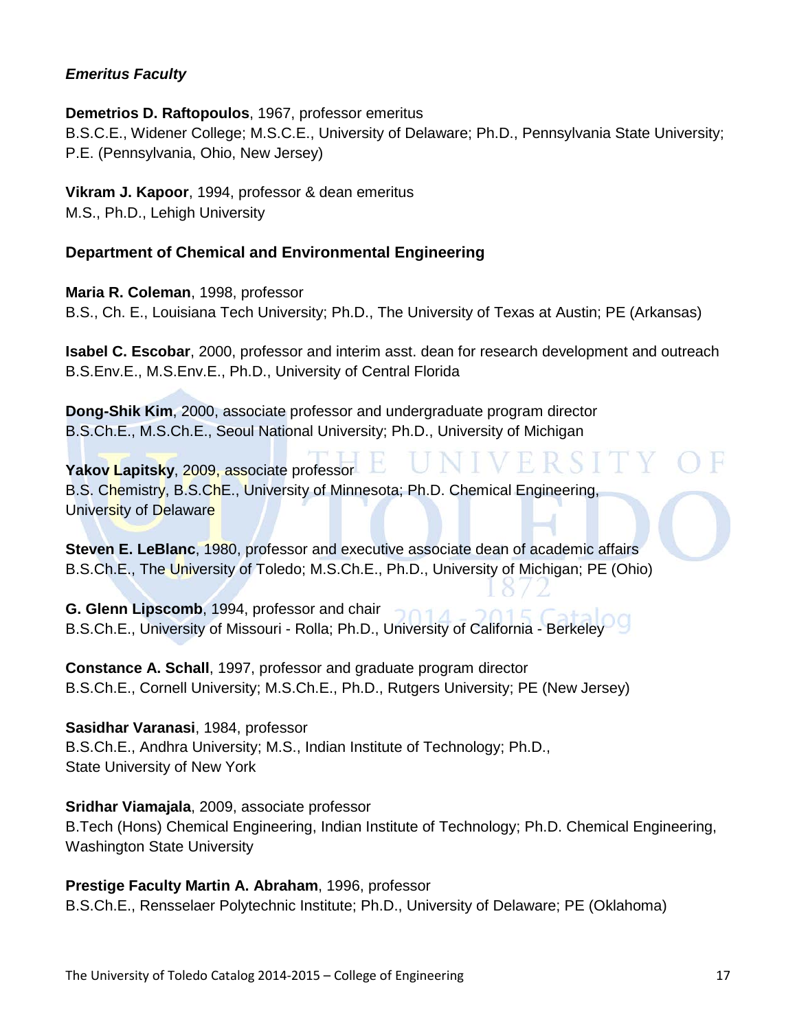### *Emeritus Faculty*

**Demetrios D. Raftopoulos**, 1967, professor emeritus
B.S.C.E., Widener College; M.S.C.E., University of Delaware; Ph.D., Pennsylvania State University; P.E. (Pennsylvania, Ohio, New Jersey)

**Vikram J. Kapoor**, 1994, professor & dean emeritus
M.S., Ph.D., Lehigh University

### Department of Chemical and Environmental Engineering

**Maria R. Coleman**, 1998, professor
B.S., Ch. E., Louisiana Tech University; Ph.D., The University of Texas at Austin; PE (Arkansas)

**Isabel C. Escobar**, 2000, professor and interim asst. dean for research development and outreach
B.S.Env.E., M.S.Env.E., Ph.D., University of Central Florida

**Dong-Shik Kim**, 2000, associate professor and undergraduate program director
B.S.Ch.E., M.S.Ch.E., Seoul National University; Ph.D., University of Michigan

**Yakov Lapitsky**, 2009, associate professor
B.S. Chemistry, B.S.ChE., University of Minnesota; Ph.D. Chemical Engineering, University of Delaware

**Steven E. LeBlanc**, 1980, professor and executive associate dean of academic affairs
B.S.Ch.E., The University of Toledo; M.S.Ch.E., Ph.D., University of Michigan; PE (Ohio)

**G. Glenn Lipscomb**, 1994, professor and chair
B.S.Ch.E., University of Missouri - Rolla; Ph.D., University of California - Berkeley

**Constance A. Schall**, 1997, professor and graduate program director
B.S.Ch.E., Cornell University; M.S.Ch.E., Ph.D., Rutgers University; PE (New Jersey)

**Sasidhar Varanasi**, 1984, professor
B.S.Ch.E., Andhra University; M.S., Indian Institute of Technology; Ph.D., State University of New York

**Sridhar Viamajala**, 2009, associate professor
B.Tech (Hons) Chemical Engineering, Indian Institute of Technology; Ph.D. Chemical Engineering, Washington State University

**Prestige Faculty Martin A. Abraham**, 1996, professor
B.S.Ch.E., Rensselaer Polytechnic Institute; Ph.D., University of Delaware; PE (Oklahoma)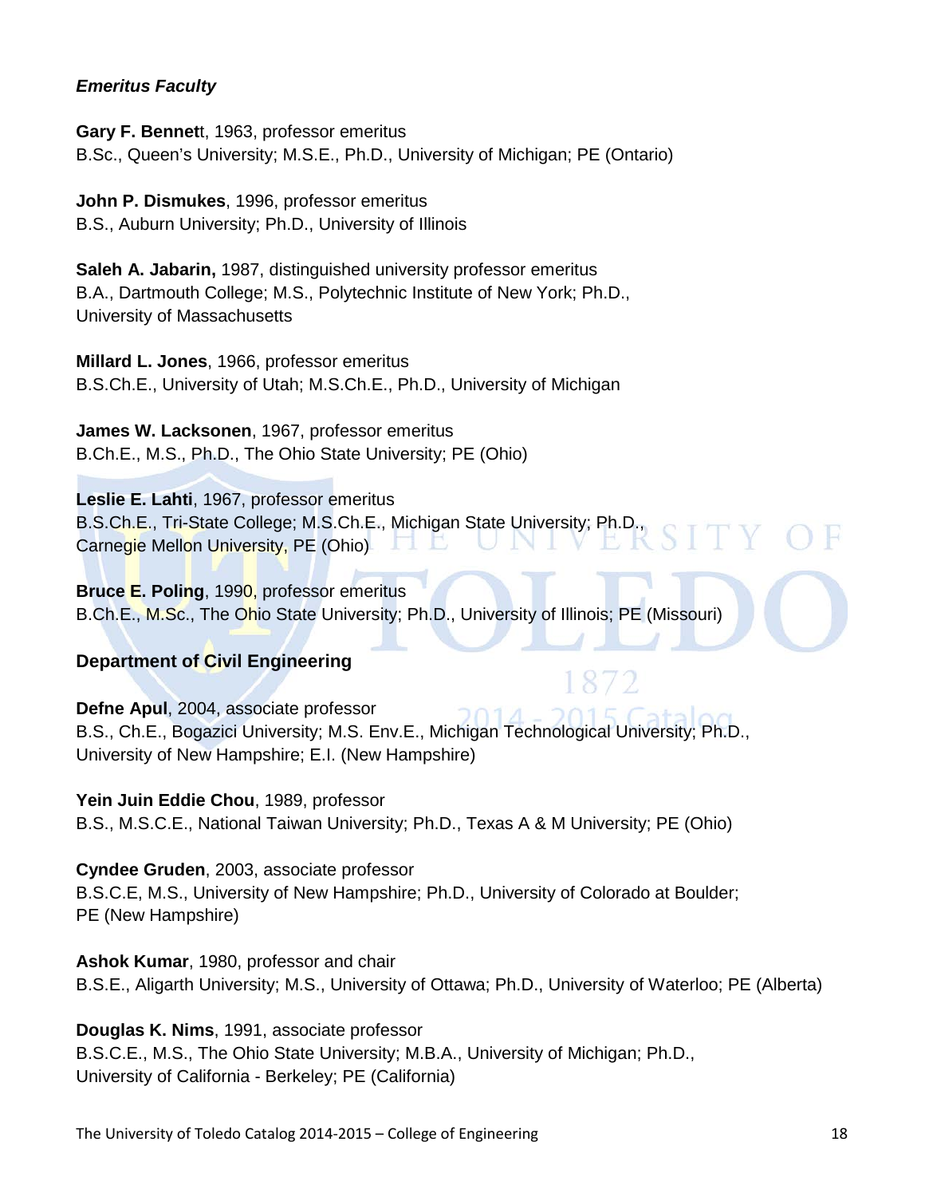***Emeritus Faculty***

**Gary F. Bennet**t, 1963, professor emeritus
B.Sc., Queen's University; M.S.E., Ph.D., University of Michigan; PE (Ontario)

**John P. Dismukes**, 1996, professor emeritus
B.S., Auburn University; Ph.D., University of Illinois

**Saleh A. Jabarin,** 1987, distinguished university professor emeritus
B.A., Dartmouth College; M.S., Polytechnic Institute of New York; Ph.D., University of Massachusetts

**Millard L. Jones**, 1966, professor emeritus
B.S.Ch.E., University of Utah; M.S.Ch.E., Ph.D., University of Michigan

**James W. Lacksonen**, 1967, professor emeritus
B.Ch.E., M.S., Ph.D., The Ohio State University; PE (Ohio)

**Leslie E. Lahti**, 1967, professor emeritus
B.S.Ch.E., Tri-State College; M.S.Ch.E., Michigan State University; Ph.D., Carnegie Mellon University, PE (Ohio)

**Bruce E. Poling**, 1990, professor emeritus
B.Ch.E., M.Sc., The Ohio State University; Ph.D., University of Illinois; PE (Missouri)

**Department of Civil Engineering**

**Defne Apul**, 2004, associate professor
B.S., Ch.E., Bogazici University; M.S. Env.E., Michigan Technological University; Ph.D., University of New Hampshire; E.I. (New Hampshire)

**Yein Juin Eddie Chou**, 1989, professor
B.S., M.S.C.E., National Taiwan University; Ph.D., Texas A & M University; PE (Ohio)

**Cyndee Gruden**, 2003, associate professor
B.S.C.E, M.S., University of New Hampshire; Ph.D., University of Colorado at Boulder; PE (New Hampshire)

**Ashok Kumar**, 1980, professor and chair
B.S.E., Aligarth University; M.S., University of Ottawa; Ph.D., University of Waterloo; PE (Alberta)

**Douglas K. Nims**, 1991, associate professor
B.S.C.E., M.S., The Ohio State University; M.B.A., University of Michigan; Ph.D., University of California - Berkeley; PE (California)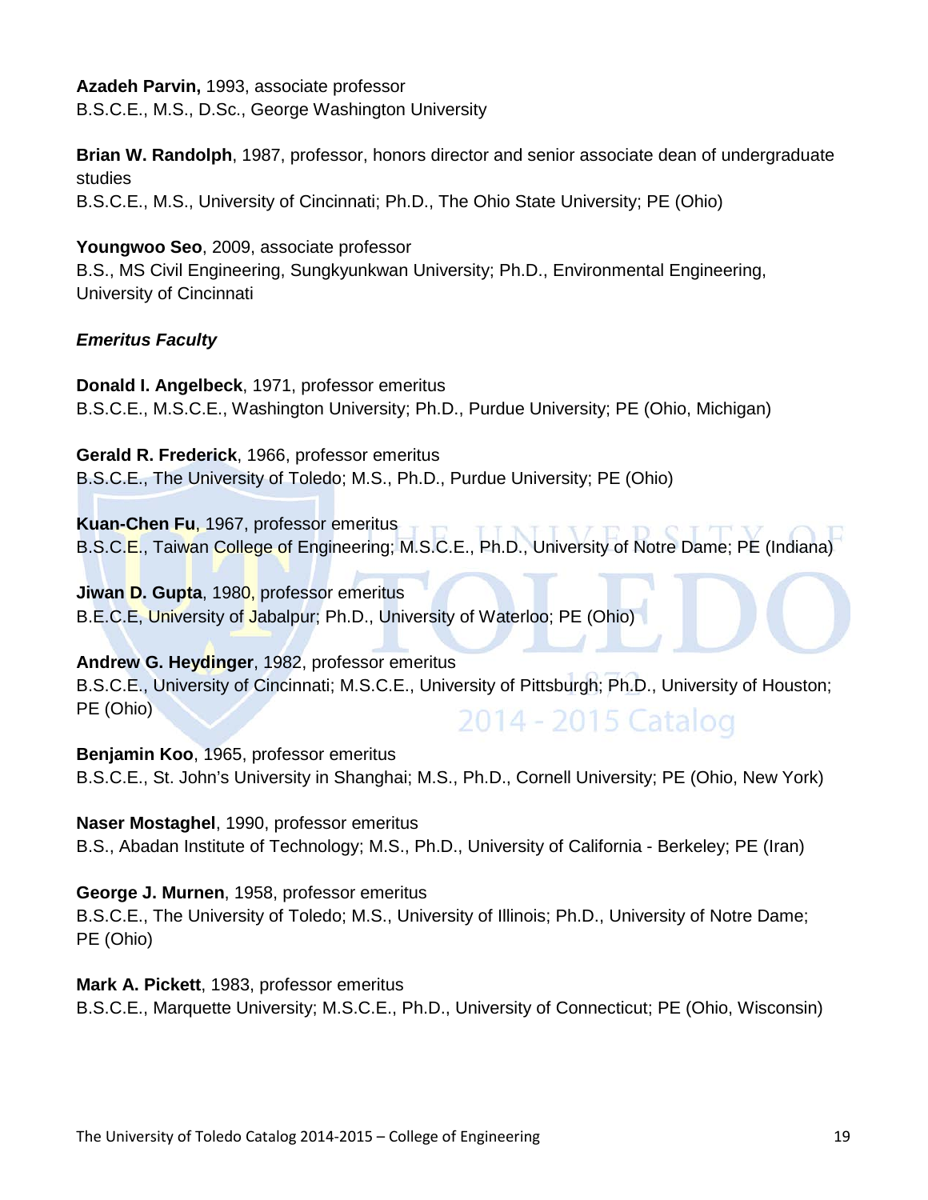**Azadeh Parvin,** 1993, associate professor
B.S.C.E., M.S., D.Sc., George Washington University

**Brian W. Randolph**, 1987, professor, honors director and senior associate dean of undergraduate studies
B.S.C.E., M.S., University of Cincinnati; Ph.D., The Ohio State University; PE (Ohio)

**Youngwoo Seo**, 2009, associate professor
B.S., MS Civil Engineering, Sungkyunkwan University; Ph.D., Environmental Engineering, University of Cincinnati

***Emeritus Faculty***

**Donald I. Angelbeck**, 1971, professor emeritus
B.S.C.E., M.S.C.E., Washington University; Ph.D., Purdue University; PE (Ohio, Michigan)

**Gerald R. Frederick**, 1966, professor emeritus
B.S.C.E., The University of Toledo; M.S., Ph.D., Purdue University; PE (Ohio)

**Kuan-Chen Fu**, 1967, professor emeritus
B.S.C.E., Taiwan College of Engineering; M.S.C.E., Ph.D., University of Notre Dame; PE (Indiana)

**Jiwan D. Gupta**, 1980, professor emeritus
B.E.C.E, University of Jabalpur; Ph.D., University of Waterloo; PE (Ohio)

**Andrew G. Heydinger**, 1982, professor emeritus
B.S.C.E., University of Cincinnati; M.S.C.E., University of Pittsburgh; Ph.D., University of Houston; PE (Ohio)

**Benjamin Koo**, 1965, professor emeritus
B.S.C.E., St. John's University in Shanghai; M.S., Ph.D., Cornell University; PE (Ohio, New York)

**Naser Mostaghel**, 1990, professor emeritus
B.S., Abadan Institute of Technology; M.S., Ph.D., University of California - Berkeley; PE (Iran)

**George J. Murnen**, 1958, professor emeritus
B.S.C.E., The University of Toledo; M.S., University of Illinois; Ph.D., University of Notre Dame; PE (Ohio)

**Mark A. Pickett**, 1983, professor emeritus
B.S.C.E., Marquette University; M.S.C.E., Ph.D., University of Connecticut; PE (Ohio, Wisconsin)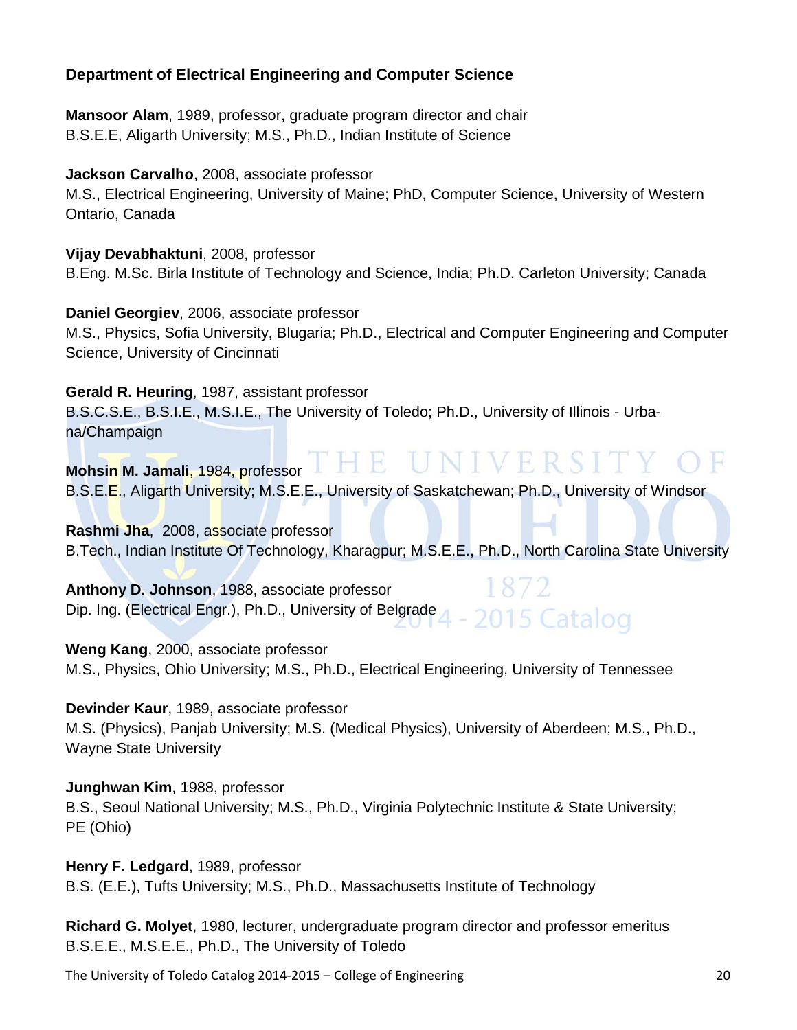## Department of Electrical Engineering and Computer Science

**Mansoor Alam**, 1989, professor, graduate program director and chair
B.S.E.E, Aligarth University; M.S., Ph.D., Indian Institute of Science

**Jackson Carvalho**, 2008, associate professor
M.S., Electrical Engineering, University of Maine; PhD, Computer Science, University of Western Ontario, Canada

**Vijay Devabhaktuni**, 2008, professor
B.Eng. M.Sc. Birla Institute of Technology and Science, India; Ph.D. Carleton University; Canada

**Daniel Georgiev**, 2006, associate professor
M.S., Physics, Sofia University, Blugaria; Ph.D., Electrical and Computer Engineering and Computer Science, University of Cincinnati

**Gerald R. Heuring**, 1987, assistant professor
B.S.C.S.E., B.S.I.E., M.S.I.E., The University of Toledo; Ph.D., University of Illinois - Urbana/Champaign

**Mohsin M. Jamali**, 1984, professor
B.S.E.E., Aligarth University; M.S.E.E., University of Saskatchewan; Ph.D., University of Windsor

**Rashmi Jha**, 2008, associate professor
B.Tech., Indian Institute Of Technology, Kharagpur; M.S.E.E., Ph.D., North Carolina State University

**Anthony D. Johnson**, 1988, associate professor
Dip. Ing. (Electrical Engr.), Ph.D., University of Belgrade

**Weng Kang**, 2000, associate professor
M.S., Physics, Ohio University; M.S., Ph.D., Electrical Engineering, University of Tennessee

**Devinder Kaur**, 1989, associate professor
M.S. (Physics), Panjab University; M.S. (Medical Physics), University of Aberdeen; M.S., Ph.D., Wayne State University

**Junghwan Kim**, 1988, professor
B.S., Seoul National University; M.S., Ph.D., Virginia Polytechnic Institute & State University; PE (Ohio)

**Henry F. Ledgard**, 1989, professor
B.S. (E.E.), Tufts University; M.S., Ph.D., Massachusetts Institute of Technology

**Richard G. Molyet**, 1980, lecturer, undergraduate program director and professor emeritus
B.S.E.E., M.S.E.E., Ph.D., The University of Toledo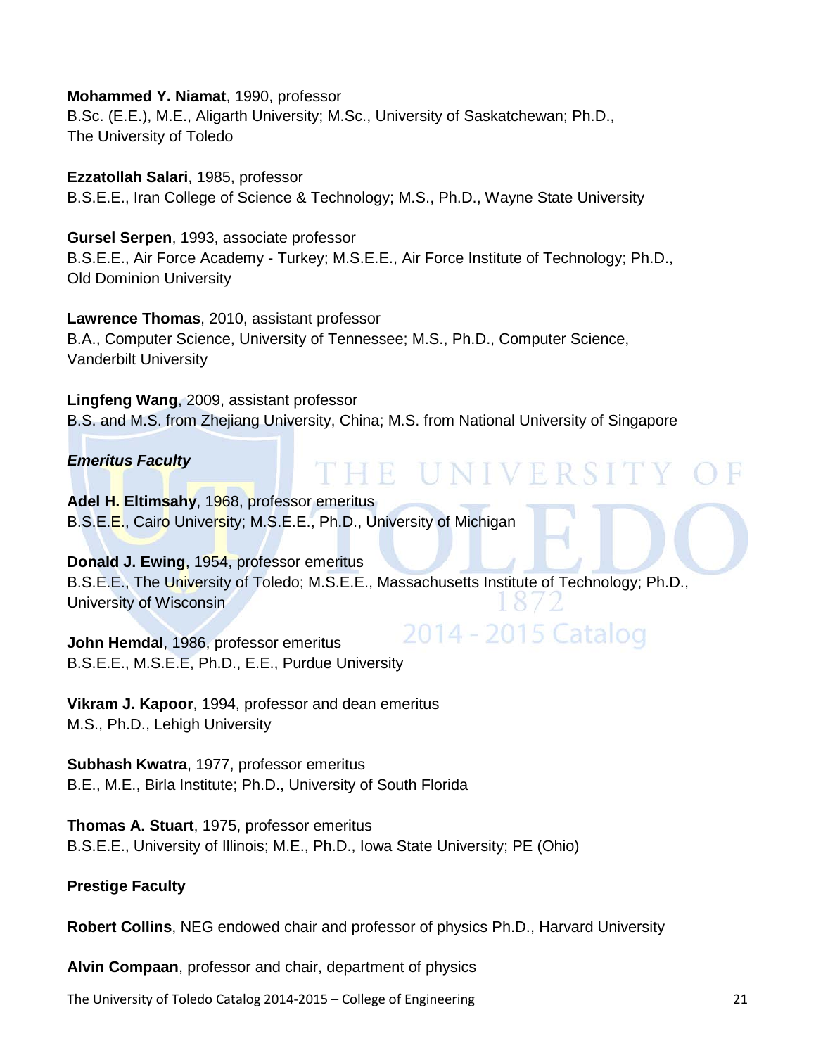**Mohammed Y. Niamat**, 1990, professor
B.Sc. (E.E.), M.E., Aligarth University; M.Sc., University of Saskatchewan; Ph.D., The University of Toledo

**Ezzatollah Salari**, 1985, professor
B.S.E.E., Iran College of Science & Technology; M.S., Ph.D., Wayne State University

**Gursel Serpen**, 1993, associate professor
B.S.E.E., Air Force Academy - Turkey; M.S.E.E., Air Force Institute of Technology; Ph.D., Old Dominion University

**Lawrence Thomas**, 2010, assistant professor
B.A., Computer Science, University of Tennessee; M.S., Ph.D., Computer Science, Vanderbilt University

**Lingfeng Wang**, 2009, assistant professor
B.S. and M.S. from Zhejiang University, China; M.S. from National University of Singapore

***Emeritus Faculty***

**Adel H. Eltimsahy**, 1968, professor emeritus
B.S.E.E., Cairo University; M.S.E.E., Ph.D., University of Michigan

**Donald J. Ewing**, 1954, professor emeritus
B.S.E.E., The University of Toledo; M.S.E.E., Massachusetts Institute of Technology; Ph.D., University of Wisconsin

**John Hemdal**, 1986, professor emeritus
B.S.E.E., M.S.E.E, Ph.D., E.E., Purdue University

**Vikram J. Kapoor**, 1994, professor and dean emeritus
M.S., Ph.D., Lehigh University

**Subhash Kwatra**, 1977, professor emeritus
B.E., M.E., Birla Institute; Ph.D., University of South Florida

**Thomas A. Stuart**, 1975, professor emeritus
B.S.E.E., University of Illinois; M.E., Ph.D., Iowa State University; PE (Ohio)

**Prestige Faculty**

**Robert Collins**, NEG endowed chair and professor of physics Ph.D., Harvard University

**Alvin Compaan**, professor and chair, department of physics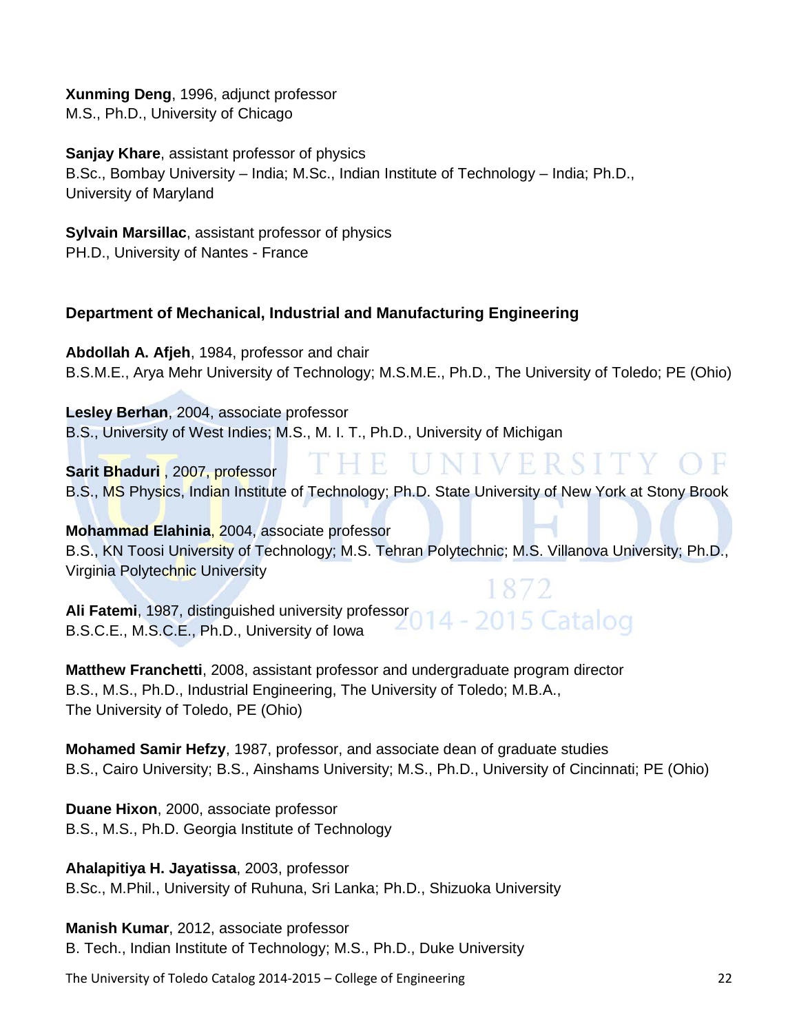**Xunming Deng**, 1996, adjunct professor
M.S., Ph.D., University of Chicago

**Sanjay Khare**, assistant professor of physics
B.Sc., Bombay University – India; M.Sc., Indian Institute of Technology – India; Ph.D., University of Maryland

**Sylvain Marsillac**, assistant professor of physics
PH.D., University of Nantes - France

### Department of Mechanical, Industrial and Manufacturing Engineering

**Abdollah A. Afjeh**, 1984, professor and chair
B.S.M.E., Arya Mehr University of Technology; M.S.M.E., Ph.D., The University of Toledo; PE (Ohio)

**Lesley Berhan**, 2004, associate professor
B.S., University of West Indies; M.S., M. I. T., Ph.D., University of Michigan

**Sarit Bhaduri** , 2007, professor
B.S., MS Physics, Indian Institute of Technology; Ph.D. State University of New York at Stony Brook

**Mohammad Elahinia**, 2004, associate professor
B.S., KN Toosi University of Technology; M.S. Tehran Polytechnic; M.S. Villanova University; Ph.D., Virginia Polytechnic University

**Ali Fatemi**, 1987, distinguished university professor
B.S.C.E., M.S.C.E., Ph.D., University of Iowa

**Matthew Franchetti**, 2008, assistant professor and undergraduate program director
B.S., M.S., Ph.D., Industrial Engineering, The University of Toledo; M.B.A., The University of Toledo, PE (Ohio)

**Mohamed Samir Hefzy**, 1987, professor, and associate dean of graduate studies
B.S., Cairo University; B.S., Ainshams University; M.S., Ph.D., University of Cincinnati; PE (Ohio)

**Duane Hixon**, 2000, associate professor
B.S., M.S., Ph.D. Georgia Institute of Technology

**Ahalapitiya H. Jayatissa**, 2003, professor
B.Sc., M.Phil., University of Ruhuna, Sri Lanka; Ph.D., Shizuoka University

**Manish Kumar**, 2012, associate professor
B. Tech., Indian Institute of Technology; M.S., Ph.D., Duke University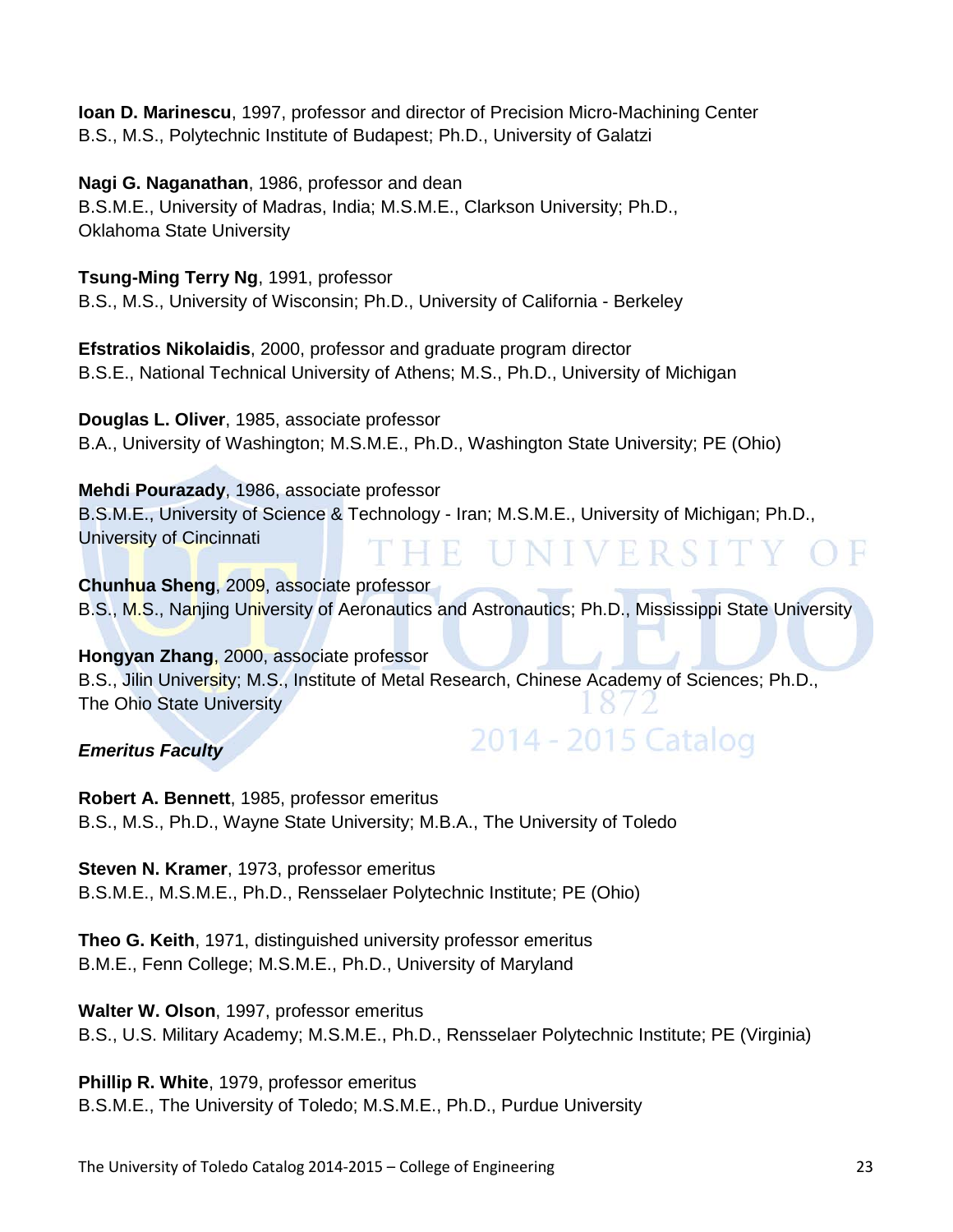**Ioan D. Marinescu**, 1997, professor and director of Precision Micro-Machining Center
B.S., M.S., Polytechnic Institute of Budapest; Ph.D., University of Galatzi

**Nagi G. Naganathan**, 1986, professor and dean
B.S.M.E., University of Madras, India; M.S.M.E., Clarkson University; Ph.D., Oklahoma State University

**Tsung-Ming Terry Ng**, 1991, professor
B.S., M.S., University of Wisconsin; Ph.D., University of California - Berkeley

**Efstratios Nikolaidis**, 2000, professor and graduate program director
B.S.E., National Technical University of Athens; M.S., Ph.D., University of Michigan

**Douglas L. Oliver**, 1985, associate professor
B.A., University of Washington; M.S.M.E., Ph.D., Washington State University; PE (Ohio)

**Mehdi Pourazady**, 1986, associate professor
B.S.M.E., University of Science & Technology - Iran; M.S.M.E., University of Michigan; Ph.D., University of Cincinnati

**Chunhua Sheng**, 2009, associate professor
B.S., M.S., Nanjing University of Aeronautics and Astronautics; Ph.D., Mississippi State University

**Hongyan Zhang**, 2000, associate professor
B.S., Jilin University; M.S., Institute of Metal Research, Chinese Academy of Sciences; Ph.D., The Ohio State University

***Emeritus Faculty***

**Robert A. Bennett**, 1985, professor emeritus
B.S., M.S., Ph.D., Wayne State University; M.B.A., The University of Toledo

**Steven N. Kramer**, 1973, professor emeritus
B.S.M.E., M.S.M.E., Ph.D., Rensselaer Polytechnic Institute; PE (Ohio)

**Theo G. Keith**, 1971, distinguished university professor emeritus
B.M.E., Fenn College; M.S.M.E., Ph.D., University of Maryland

**Walter W. Olson**, 1997, professor emeritus
B.S., U.S. Military Academy; M.S.M.E., Ph.D., Rensselaer Polytechnic Institute; PE (Virginia)

**Phillip R. White**, 1979, professor emeritus
B.S.M.E., The University of Toledo; M.S.M.E., Ph.D., Purdue University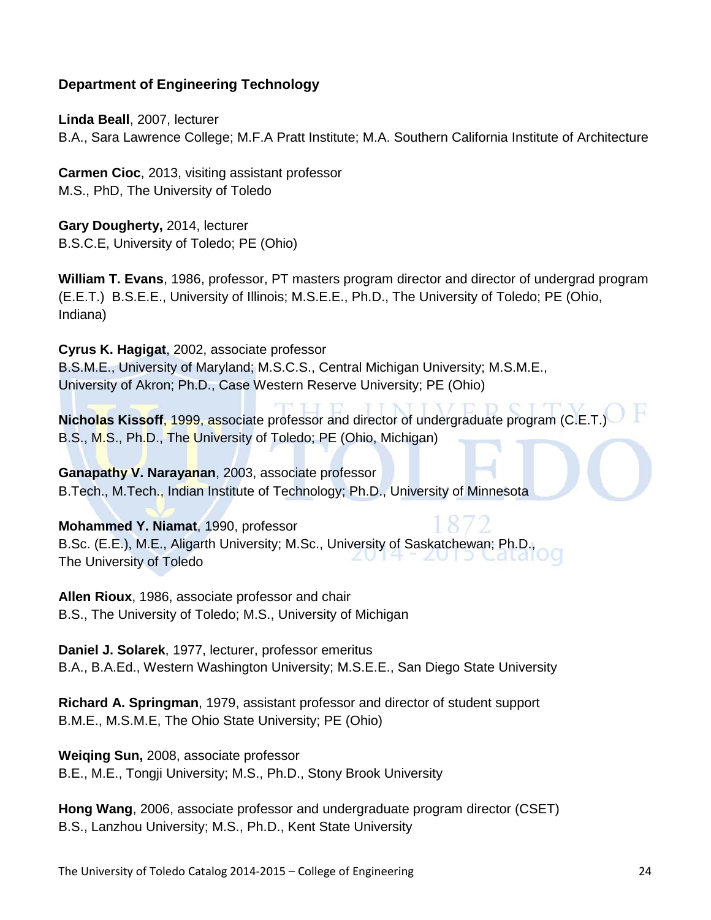### Department of Engineering Technology

**Linda Beall**, 2007, lecturer
B.A., Sara Lawrence College; M.F.A Pratt Institute; M.A. Southern California Institute of Architecture

**Carmen Cioc**, 2013, visiting assistant professor
M.S., PhD, The University of Toledo

**Gary Dougherty,** 2014, lecturer
B.S.C.E, University of Toledo; PE (Ohio)

**William T. Evans**, 1986, professor, PT masters program director and director of undergrad program (E.E.T.) B.S.E.E., University of Illinois; M.S.E.E., Ph.D., The University of Toledo; PE (Ohio, Indiana)

**Cyrus K. Hagigat**, 2002, associate professor
B.S.M.E., University of Maryland; M.S.C.S., Central Michigan University; M.S.M.E., University of Akron; Ph.D., Case Western Reserve University; PE (Ohio)

**Nicholas Kissoff**, 1999, associate professor and director of undergraduate program (C.E.T.)
B.S., M.S., Ph.D., The University of Toledo; PE (Ohio, Michigan)

**Ganapathy V. Narayanan**, 2003, associate professor
B.Tech., M.Tech., Indian Institute of Technology; Ph.D., University of Minnesota

**Mohammed Y. Niamat**, 1990, professor
B.Sc. (E.E.), M.E., Aligarth University; M.Sc., University of Saskatchewan; Ph.D., The University of Toledo

**Allen Rioux**, 1986, associate professor and chair
B.S., The University of Toledo; M.S., University of Michigan

**Daniel J. Solarek**, 1977, lecturer, professor emeritus
B.A., B.A.Ed., Western Washington University; M.S.E.E., San Diego State University

**Richard A. Springman**, 1979, assistant professor and director of student support
B.M.E., M.S.M.E, The Ohio State University; PE (Ohio)

**Weiqing Sun,** 2008, associate professor
B.E., M.E., Tongji University; M.S., Ph.D., Stony Brook University

**Hong Wang**, 2006, associate professor and undergraduate program director (CSET)
B.S., Lanzhou University; M.S., Ph.D., Kent State University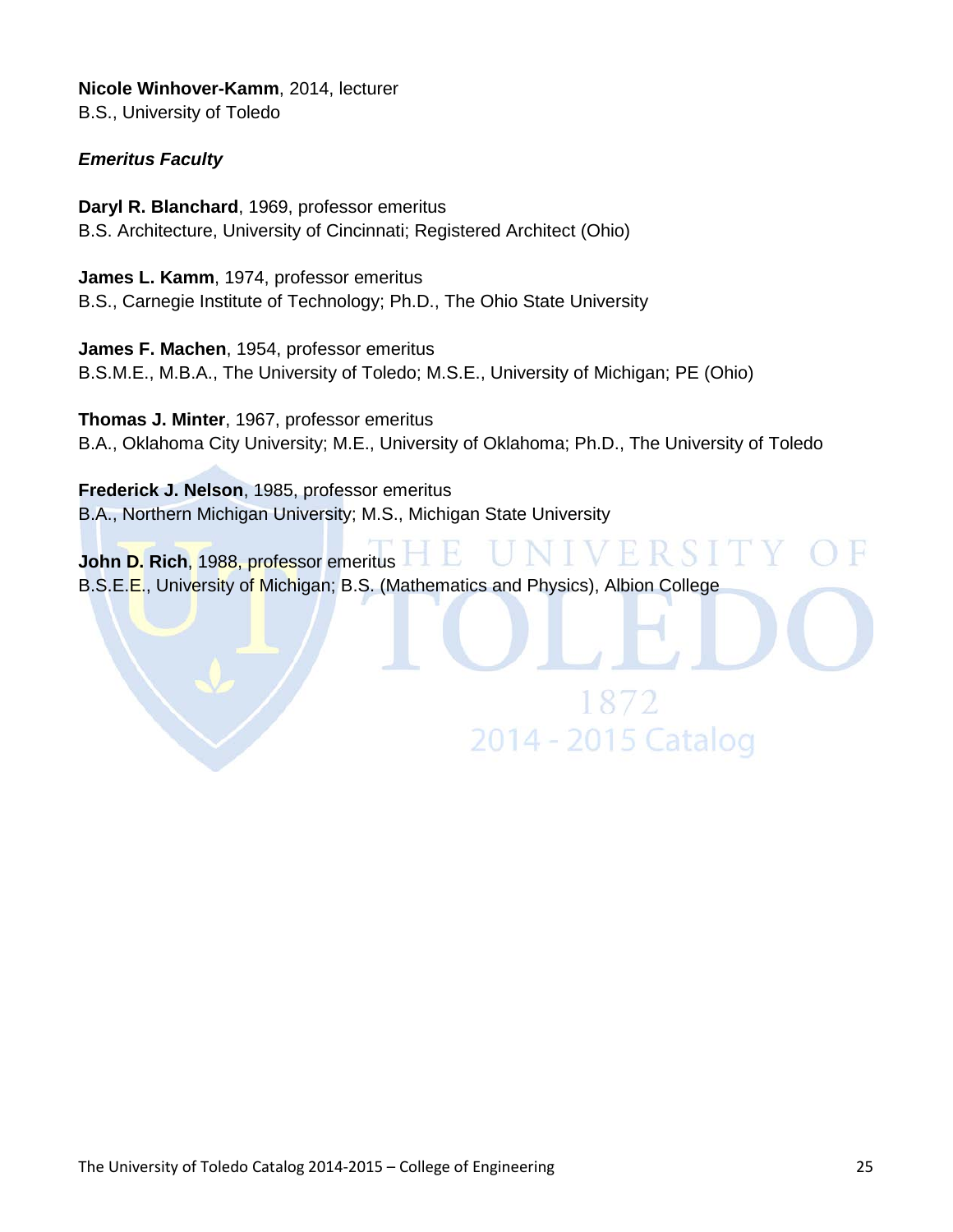**Nicole Winhover-Kamm**, 2014, lecturer
B.S., University of Toledo

***Emeritus Faculty***

**Daryl R. Blanchard**, 1969, professor emeritus
B.S. Architecture, University of Cincinnati; Registered Architect (Ohio)

**James L. Kamm**, 1974, professor emeritus
B.S., Carnegie Institute of Technology; Ph.D., The Ohio State University

**James F. Machen**, 1954, professor emeritus
B.S.M.E., M.B.A., The University of Toledo; M.S.E., University of Michigan; PE (Ohio)

**Thomas J. Minter**, 1967, professor emeritus
B.A., Oklahoma City University; M.E., University of Oklahoma; Ph.D., The University of Toledo

**Frederick J. Nelson**, 1985, professor emeritus
B.A., Northern Michigan University; M.S., Michigan State University

**John D. Rich**, 1988, professor emeritus
B.S.E.E., University of Michigan; B.S. (Mathematics and Physics), Albion College